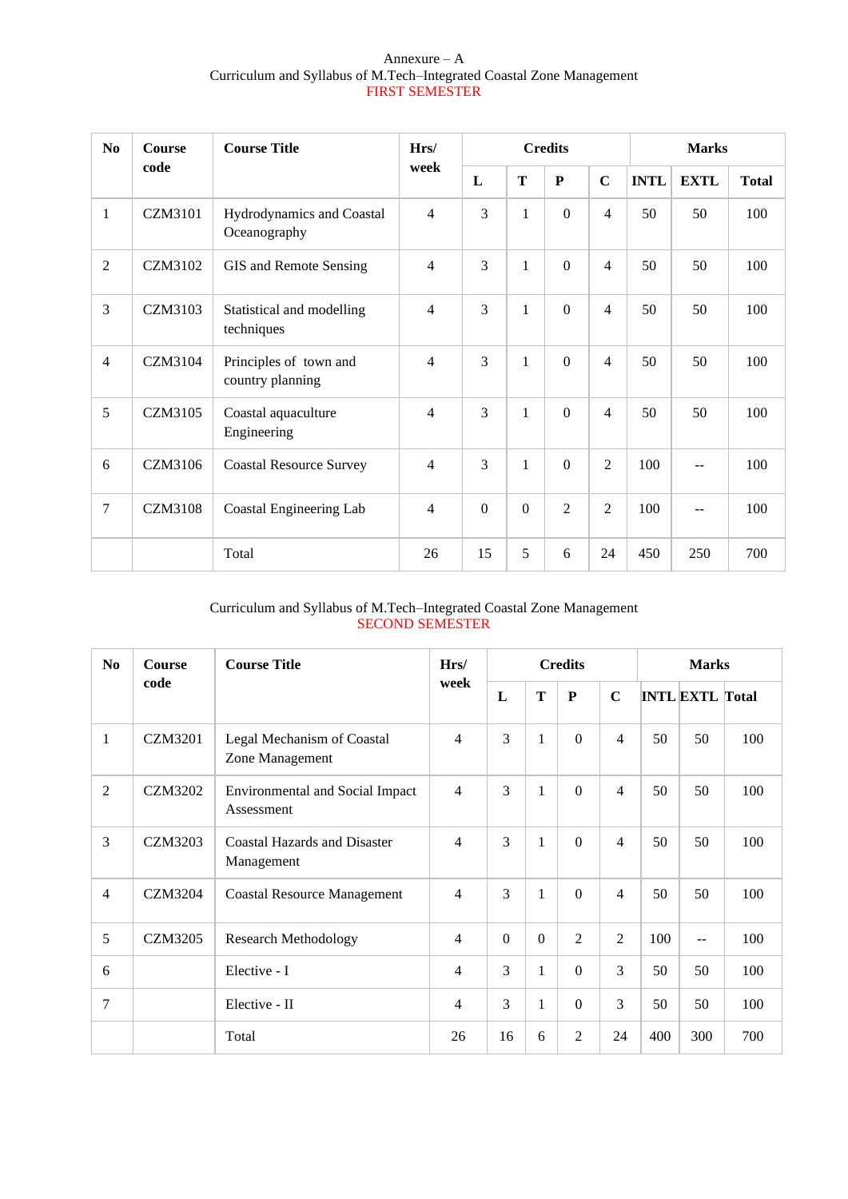Annexure – A

Curriculum and Syllabus of M.Tech–Integrated Coastal Zone Management

FIRST SEMESTER

| No | Course code | Course Title | Hrs/ week | Credits | | | | Marks | | |
|---|---|---|---|---|---|---|---|---|---|---|
| | | | | L | T | P | C | INTL | EXTL | Total |
| 1 | CZM3101 | Hydrodynamics and Coastal Oceanography | 4 | 3 | 1 | 0 | 4 | 50 | 50 | 100 |
| 2 | CZM3102 | GIS and Remote Sensing | 4 | 3 | 1 | 0 | 4 | 50 | 50 | 100 |
| 3 | CZM3103 | Statistical and modelling techniques | 4 | 3 | 1 | 0 | 4 | 50 | 50 | 100 |
| 4 | CZM3104 | Principles of town and country planning | 4 | 3 | 1 | 0 | 4 | 50 | 50 | 100 |
| 5 | CZM3105 | Coastal aquaculture Engineering | 4 | 3 | 1 | 0 | 4 | 50 | 50 | 100 |
| 6 | CZM3106 | Coastal Resource Survey | 4 | 3 | 1 | 0 | 2 | 100 | -- | 100 |
| 7 | CZM3108 | Coastal Engineering Lab | 4 | 0 | 0 | 2 | 2 | 100 | -- | 100 |
| | | Total | 26 | 15 | 5 | 6 | 24 | 450 | 250 | 700 |

Curriculum and Syllabus of M.Tech–Integrated Coastal Zone Management

SECOND SEMESTER

| No | Course code | Course Title | Hrs/ week | Credits | | | | Marks | | |
|---|---|---|---|---|---|---|---|---|---|---|
| | | | | L | T | P | C | INTL | EXTL | Total |
| 1 | CZM3201 | Legal Mechanism of Coastal Zone Management | 4 | 3 | 1 | 0 | 4 | 50 | 50 | 100 |
| 2 | CZM3202 | Environmental and Social Impact Assessment | 4 | 3 | 1 | 0 | 4 | 50 | 50 | 100 |
| 3 | CZM3203 | Coastal Hazards and Disaster Management | 4 | 3 | 1 | 0 | 4 | 50 | 50 | 100 |
| 4 | CZM3204 | Coastal Resource Management | 4 | 3 | 1 | 0 | 4 | 50 | 50 | 100 |
| 5 | CZM3205 | Research Methodology | 4 | 0 | 0 | 2 | 2 | 100 | -- | 100 |
| 6 | | Elective - I | 4 | 3 | 1 | 0 | 3 | 50 | 50 | 100 |
| 7 | | Elective - II | 4 | 3 | 1 | 0 | 3 | 50 | 50 | 100 |
| | | Total | 26 | 16 | 6 | 2 | 24 | 400 | 300 | 700 |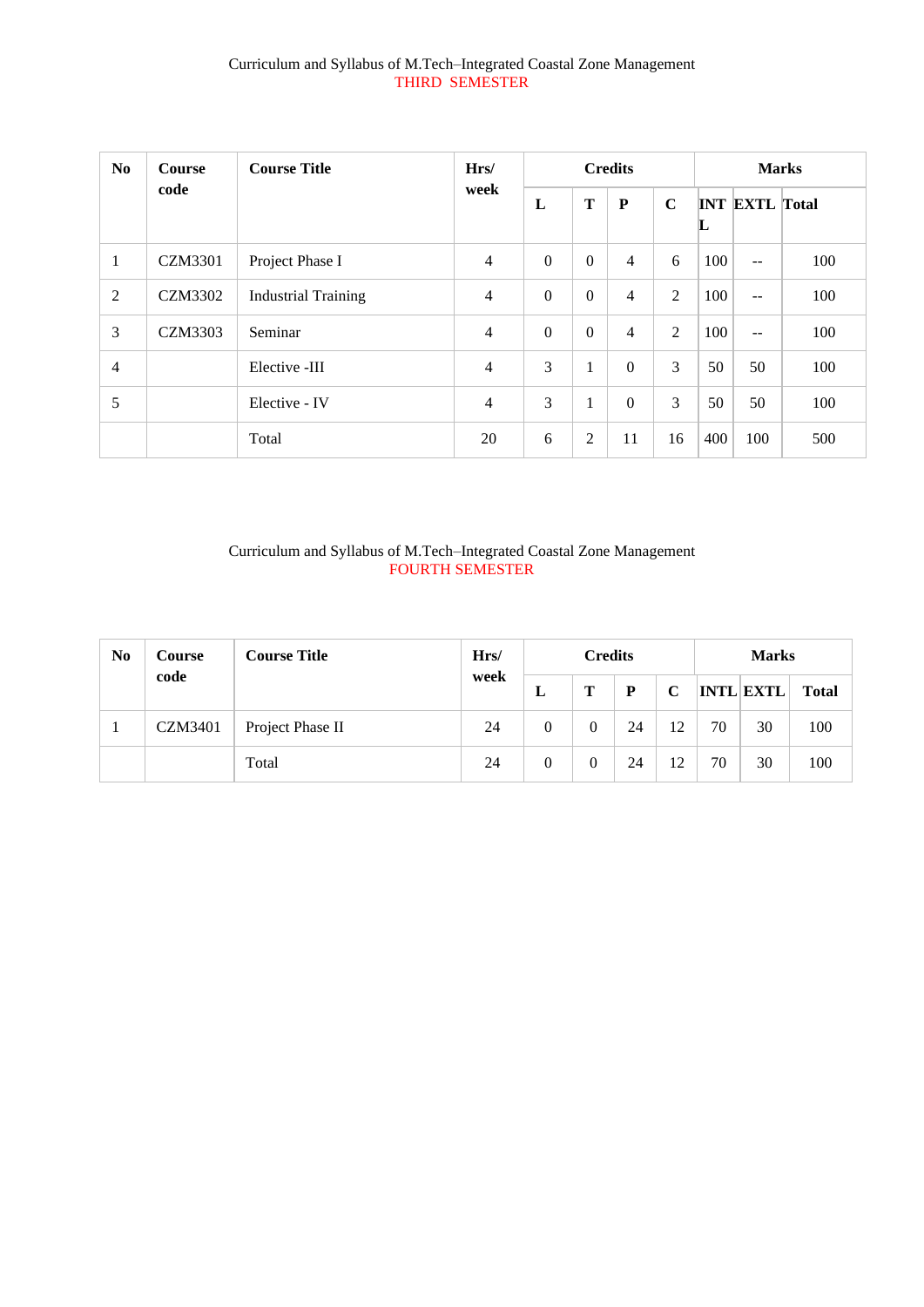Curriculum and Syllabus of M.Tech–Integrated Coastal Zone Management

THIRD SEMESTER

| No | Course code | Course Title | Hrs/ week | Credits | | | | Marks | | |
|---|---|---|---|---|---|---|---|---|---|---|
| | | | | L | T | P | C | INTL | EXTL | Total |
| 1 | CZM3301 | Project Phase I | 4 | 0 | 0 | 4 | 6 | 100 | -- | 100 |
| 2 | CZM3302 | Industrial Training | 4 | 0 | 0 | 4 | 2 | 100 | -- | 100 |
| 3 | CZM3303 | Seminar | 4 | 0 | 0 | 4 | 2 | 100 | -- | 100 |
| 4 | | Elective -III | 4 | 3 | 1 | 0 | 3 | 50 | 50 | 100 |
| 5 | | Elective - IV | 4 | 3 | 1 | 0 | 3 | 50 | 50 | 100 |
| | | Total | 20 | 6 | 2 | 11 | 16 | 400 | 100 | 500 |

Curriculum and Syllabus of M.Tech–Integrated Coastal Zone Management

FOURTH SEMESTER

| No | Course code | Course Title | Hrs/ week | Credits | | | | Marks | | |
|---|---|---|---|---|---|---|---|---|---|---|
| | | | | L | T | P | C | INTL | EXTL | Total |
| 1 | CZM3401 | Project Phase II | 24 | 0 | 0 | 24 | 12 | 70 | 30 | 100 |
| | | Total | 24 | 0 | 0 | 24 | 12 | 70 | 30 | 100 |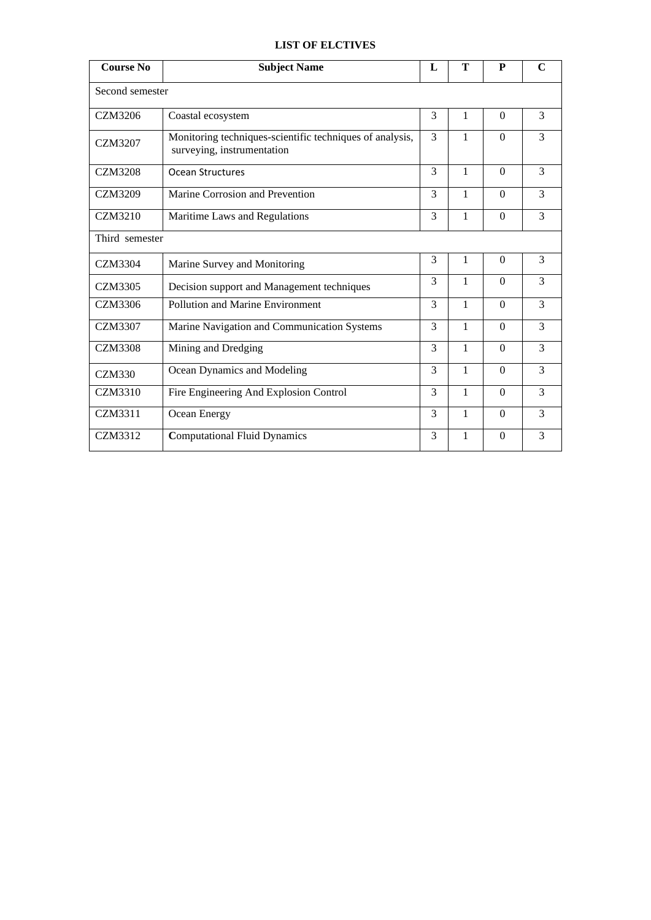## LIST OF ELCTIVES

| Course No | Subject Name | L | T | P | C |
|---|---|---|---|---|---|
| Second semester | | | | | |
| CZM3206 | Coastal ecosystem | 3 | 1 | 0 | 3 |
| CZM3207 | Monitoring techniques-scientific techniques of analysis, surveying, instrumentation | 3 | 1 | 0 | 3 |
| CZM3208 | Ocean Structures | 3 | 1 | 0 | 3 |
| CZM3209 | Marine Corrosion and Prevention | 3 | 1 | 0 | 3 |
| CZM3210 | Maritime Laws and Regulations | 3 | 1 | 0 | 3 |
| Third semester | | | | | |
| CZM3304 | Marine Survey and Monitoring | 3 | 1 | 0 | 3 |
| CZM3305 | Decision support and Management techniques | 3 | 1 | 0 | 3 |
| CZM3306 | Pollution and Marine Environment | 3 | 1 | 0 | 3 |
| CZM3307 | Marine Navigation and Communication Systems | 3 | 1 | 0 | 3 |
| CZM3308 | Mining and Dredging | 3 | 1 | 0 | 3 |
| CZM330 | Ocean Dynamics and Modeling | 3 | 1 | 0 | 3 |
| CZM3310 | Fire Engineering And Explosion Control | 3 | 1 | 0 | 3 |
| CZM3311 | Ocean Energy | 3 | 1 | 0 | 3 |
| CZM3312 | Computational Fluid Dynamics | 3 | 1 | 0 | 3 |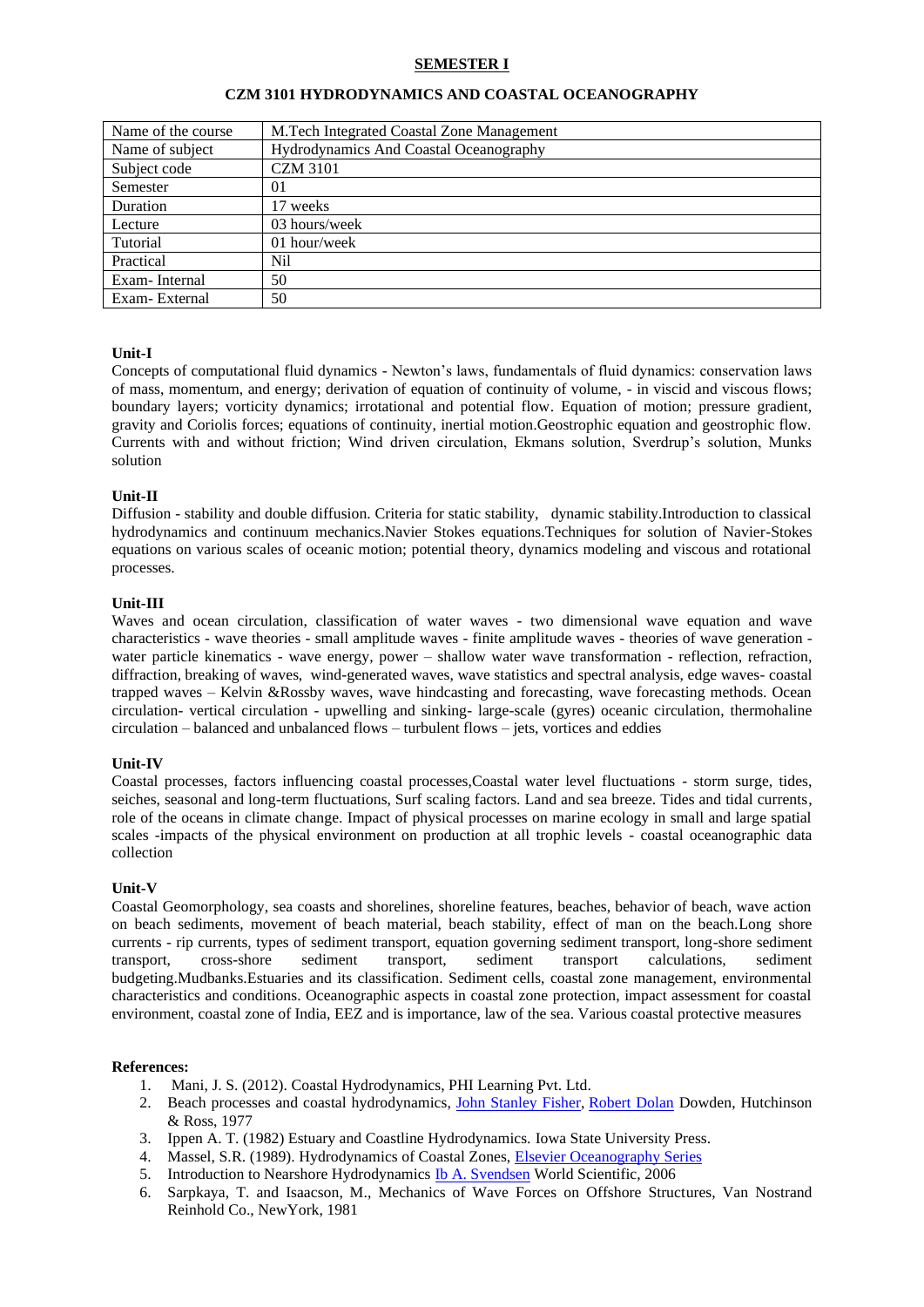**SEMESTER I**

**CZM 3101 HYDRODYNAMICS AND COASTAL OCEANOGRAPHY**

| Name of the course | M.Tech Integrated Coastal Zone Management |
|---|---|
| Name of subject | Hydrodynamics And Coastal Oceanography |
| Subject code | CZM 3101 |
| Semester | 01 |
| Duration | 17 weeks |
| Lecture | 03 hours/week |
| Tutorial | 01 hour/week |
| Practical | Nil |
| Exam- Internal | 50 |
| Exam- External | 50 |

**Unit-I**

Concepts of computational fluid dynamics - Newton's laws, fundamentals of fluid dynamics: conservation laws of mass, momentum, and energy; derivation of equation of continuity of volume, - in viscid and viscous flows; boundary layers; vorticity dynamics; irrotational and potential flow. Equation of motion; pressure gradient, gravity and Coriolis forces; equations of continuity, inertial motion.Geostrophic equation and geostrophic flow. Currents with and without friction; Wind driven circulation, Ekmans solution, Sverdrup's solution, Munks solution

**Unit-II**

Diffusion - stability and double diffusion. Criteria for static stability, dynamic stability.Introduction to classical hydrodynamics and continuum mechanics.Navier Stokes equations.Techniques for solution of Navier-Stokes equations on various scales of oceanic motion; potential theory, dynamics modeling and viscous and rotational processes.

**Unit-III**

Waves and ocean circulation, classification of water waves - two dimensional wave equation and wave characteristics - wave theories - small amplitude waves - finite amplitude waves - theories of wave generation - water particle kinematics - wave energy, power – shallow water wave transformation - reflection, refraction, diffraction, breaking of waves, wind-generated waves, wave statistics and spectral analysis, edge waves- coastal trapped waves – Kelvin &Rossby waves, wave hindcasting and forecasting, wave forecasting methods. Ocean circulation- vertical circulation - upwelling and sinking- large-scale (gyres) oceanic circulation, thermohaline circulation – balanced and unbalanced flows – turbulent flows – jets, vortices and eddies

**Unit-IV**

Coastal processes, factors influencing coastal processes,Coastal water level fluctuations - storm surge, tides, seiches, seasonal and long-term fluctuations, Surf scaling factors. Land and sea breeze. Tides and tidal currents, role of the oceans in climate change. Impact of physical processes on marine ecology in small and large spatial scales -impacts of the physical environment on production at all trophic levels - coastal oceanographic data collection

**Unit-V**

Coastal Geomorphology, sea coasts and shorelines, shoreline features, beaches, behavior of beach, wave action on beach sediments, movement of beach material, beach stability, effect of man on the beach.Long shore currents - rip currents, types of sediment transport, equation governing sediment transport, long-shore sediment transport, cross-shore sediment transport, sediment transport calculations, sediment budgeting.Mudbanks.Estuaries and its classification. Sediment cells, coastal zone management, environmental characteristics and conditions. Oceanographic aspects in coastal zone protection, impact assessment for coastal environment, coastal zone of India, EEZ and is importance, law of the sea. Various coastal protective measures

**References:**

1. Mani, J. S. (2012). Coastal Hydrodynamics, PHI Learning Pvt. Ltd.
2. Beach processes and coastal hydrodynamics, John Stanley Fisher, Robert Dolan Dowden, Hutchinson & Ross, 1977
3. Ippen A. T. (1982) Estuary and Coastline Hydrodynamics. Iowa State University Press.
4. Massel, S.R. (1989). Hydrodynamics of Coastal Zones, Elsevier Oceanography Series
5. Introduction to Nearshore Hydrodynamics Ib A. Svendsen World Scientific, 2006
6. Sarpkaya, T. and Isaacson, M., Mechanics of Wave Forces on Offshore Structures, Van Nostrand Reinhold Co., NewYork, 1981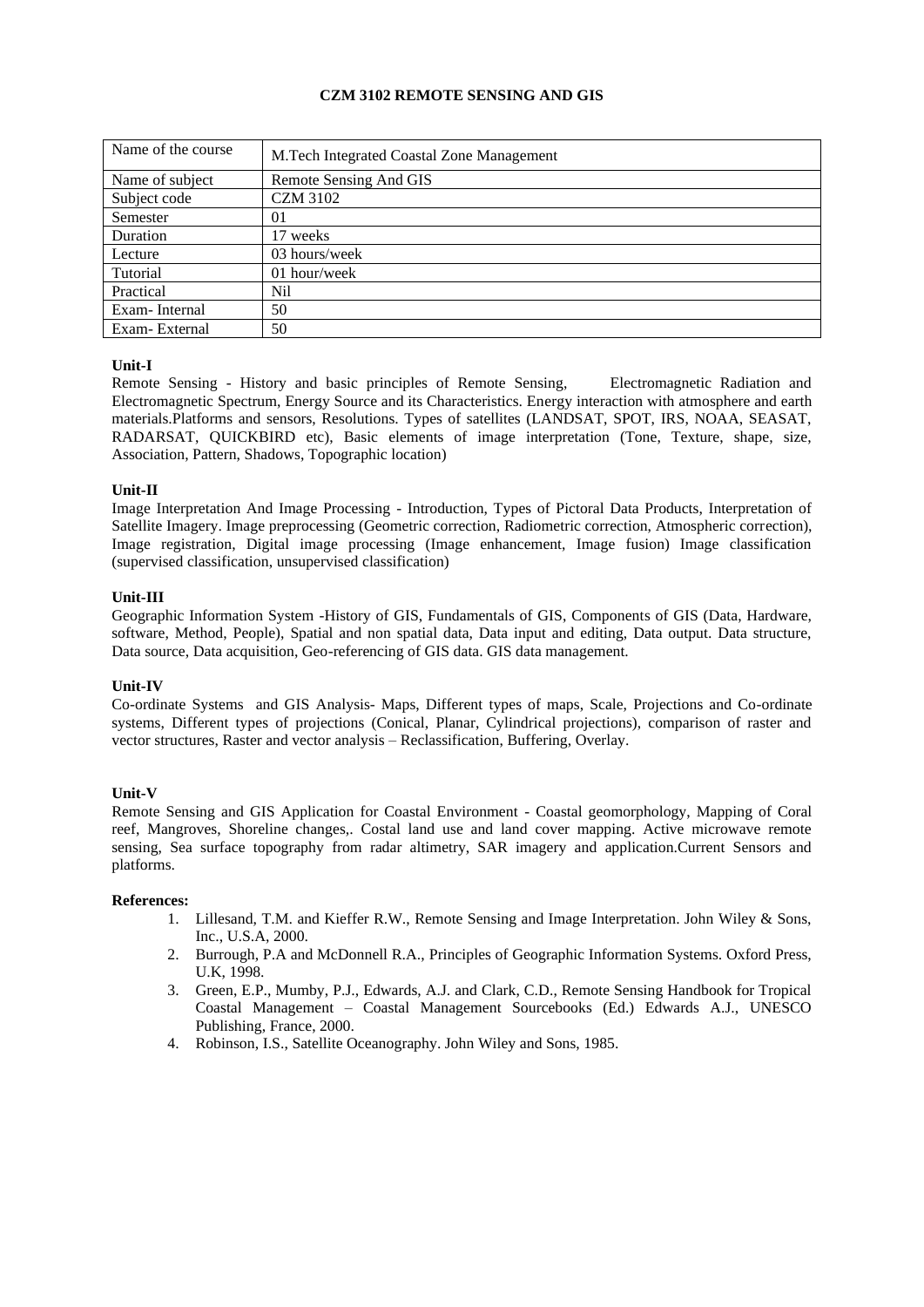# CZM 3102 REMOTE SENSING AND GIS

| Name of the course | M.Tech Integrated Coastal Zone Management |
|---|---|
| Name of subject | Remote Sensing And GIS |
| Subject code | CZM 3102 |
| Semester | 01 |
| Duration | 17 weeks |
| Lecture | 03 hours/week |
| Tutorial | 01 hour/week |
| Practical | Nil |
| Exam- Internal | 50 |
| Exam- External | 50 |

**Unit-I**

Remote Sensing - History and basic principles of Remote Sensing, Electromagnetic Radiation and Electromagnetic Spectrum, Energy Source and its Characteristics. Energy interaction with atmosphere and earth materials.Platforms and sensors, Resolutions. Types of satellites (LANDSAT, SPOT, IRS, NOAA, SEASAT, RADARSAT, QUICKBIRD etc), Basic elements of image interpretation (Tone, Texture, shape, size, Association, Pattern, Shadows, Topographic location)

**Unit-II**

Image Interpretation And Image Processing - Introduction, Types of Pictoral Data Products, Interpretation of Satellite Imagery. Image preprocessing (Geometric correction, Radiometric correction, Atmospheric correction), Image registration, Digital image processing (Image enhancement, Image fusion) Image classification (supervised classification, unsupervised classification)

**Unit-III**

Geographic Information System -History of GIS, Fundamentals of GIS, Components of GIS (Data, Hardware, software, Method, People), Spatial and non spatial data, Data input and editing, Data output. Data structure, Data source, Data acquisition, Geo-referencing of GIS data. GIS data management.

**Unit-IV**

Co-ordinate Systems and GIS Analysis- Maps, Different types of maps, Scale, Projections and Co-ordinate systems, Different types of projections (Conical, Planar, Cylindrical projections), comparison of raster and vector structures, Raster and vector analysis – Reclassification, Buffering, Overlay.

**Unit-V**

Remote Sensing and GIS Application for Coastal Environment - Coastal geomorphology, Mapping of Coral reef, Mangroves, Shoreline changes,. Costal land use and land cover mapping. Active microwave remote sensing, Sea surface topography from radar altimetry, SAR imagery and application.Current Sensors and platforms.

**References:**

1. Lillesand, T.M. and Kieffer R.W., Remote Sensing and Image Interpretation. John Wiley & Sons, Inc., U.S.A, 2000.
2. Burrough, P.A and McDonnell R.A., Principles of Geographic Information Systems. Oxford Press, U.K, 1998.
3. Green, E.P., Mumby, P.J., Edwards, A.J. and Clark, C.D., Remote Sensing Handbook for Tropical Coastal Management – Coastal Management Sourcebooks (Ed.) Edwards A.J., UNESCO Publishing, France, 2000.
4. Robinson, I.S., Satellite Oceanography. John Wiley and Sons, 1985.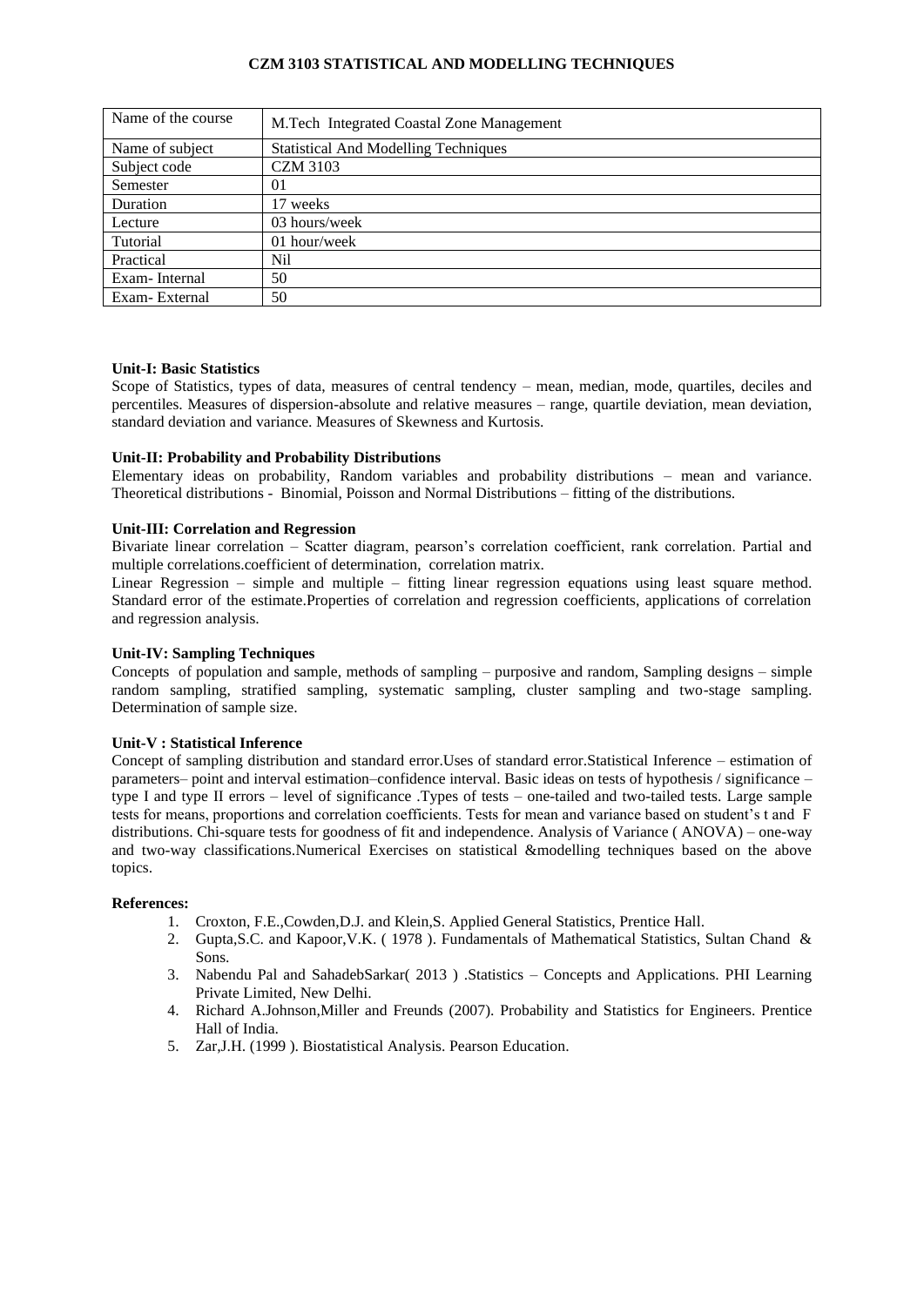# CZM 3103 STATISTICAL AND MODELLING TECHNIQUES

| Name of the course | M.Tech Integrated Coastal Zone Management |
|---|---|
| Name of subject | Statistical And Modelling Techniques |
| Subject code | CZM 3103 |
| Semester | 01 |
| Duration | 17 weeks |
| Lecture | 03 hours/week |
| Tutorial | 01 hour/week |
| Practical | Nil |
| Exam- Internal | 50 |
| Exam- External | 50 |

**Unit-I: Basic Statistics**

Scope of Statistics, types of data, measures of central tendency – mean, median, mode, quartiles, deciles and percentiles. Measures of dispersion-absolute and relative measures – range, quartile deviation, mean deviation, standard deviation and variance. Measures of Skewness and Kurtosis.

**Unit-II: Probability and Probability Distributions**

Elementary ideas on probability, Random variables and probability distributions – mean and variance. Theoretical distributions - Binomial, Poisson and Normal Distributions – fitting of the distributions.

**Unit-III: Correlation and Regression**

Bivariate linear correlation – Scatter diagram, pearson's correlation coefficient, rank correlation. Partial and multiple correlations.coefficient of determination, correlation matrix.

Linear Regression – simple and multiple – fitting linear regression equations using least square method. Standard error of the estimate.Properties of correlation and regression coefficients, applications of correlation and regression analysis.

**Unit-IV: Sampling Techniques**

Concepts of population and sample, methods of sampling – purposive and random, Sampling designs – simple random sampling, stratified sampling, systematic sampling, cluster sampling and two-stage sampling. Determination of sample size.

**Unit-V : Statistical Inference**

Concept of sampling distribution and standard error.Uses of standard error.Statistical Inference – estimation of parameters– point and interval estimation–confidence interval. Basic ideas on tests of hypothesis / significance – type I and type II errors – level of significance .Types of tests – one-tailed and two-tailed tests. Large sample tests for means, proportions and correlation coefficients. Tests for mean and variance based on student's t and F distributions. Chi-square tests for goodness of fit and independence. Analysis of Variance ( ANOVA) – one-way and two-way classifications.Numerical Exercises on statistical &modelling techniques based on the above topics.

**References:**

1. Croxton, F.E.,Cowden,D.J. and Klein,S. Applied General Statistics, Prentice Hall.
2. Gupta,S.C. and Kapoor,V.K. ( 1978 ). Fundamentals of Mathematical Statistics, Sultan Chand & Sons.
3. Nabendu Pal and SahadebSarkar( 2013 ) .Statistics – Concepts and Applications. PHI Learning Private Limited, New Delhi.
4. Richard A.Johnson,Miller and Freunds (2007). Probability and Statistics for Engineers. Prentice Hall of India.
5. Zar,J.H. (1999 ). Biostatistical Analysis. Pearson Education.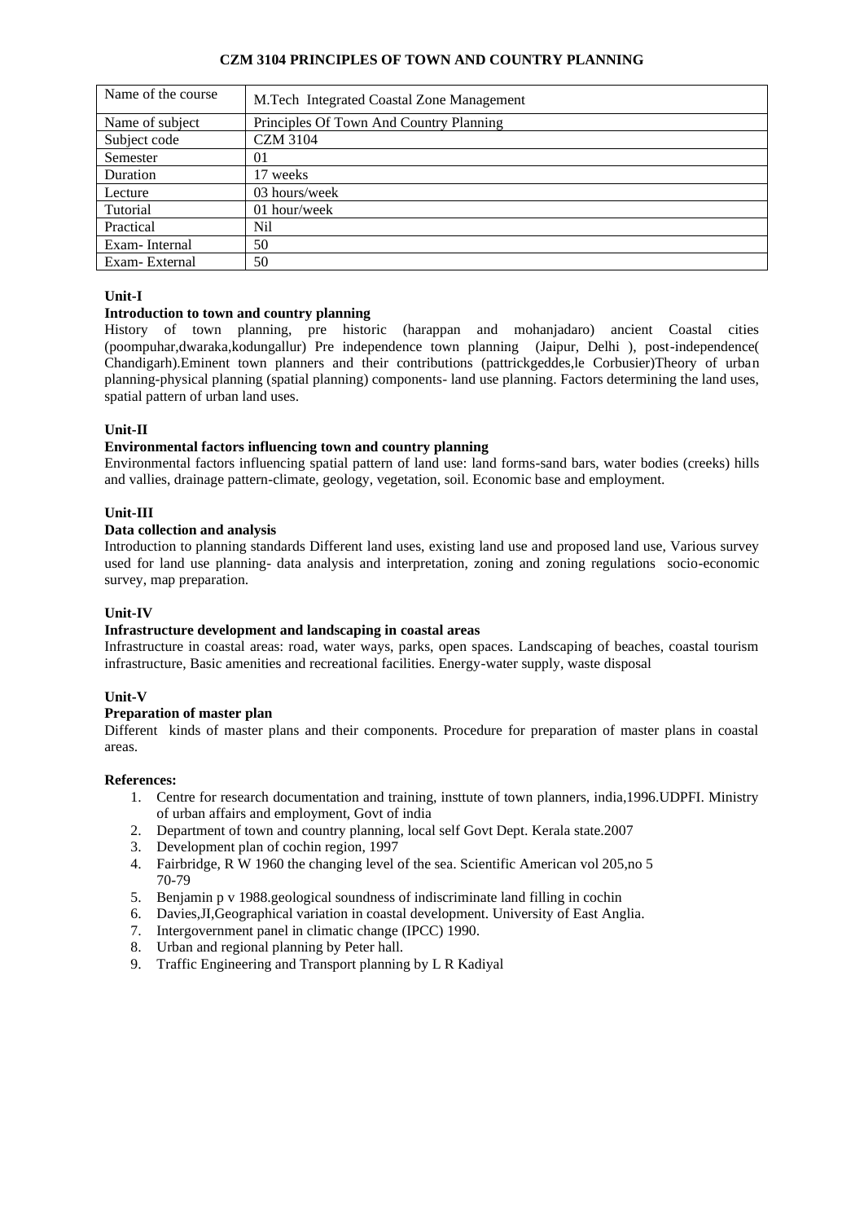# CZM 3104 PRINCIPLES OF TOWN AND COUNTRY PLANNING

| Name of the course | M.Tech Integrated Coastal Zone Management |
|---|---|
| Name of subject | Principles Of Town And Country Planning |
| Subject code | CZM 3104 |
| Semester | 01 |
| Duration | 17 weeks |
| Lecture | 03 hours/week |
| Tutorial | 01 hour/week |
| Practical | Nil |
| Exam- Internal | 50 |
| Exam- External | 50 |

**Unit-I**

**Introduction to town and country planning**

History of town planning, pre historic (harappan and mohanjadaro) ancient Coastal cities (poompuhar,dwaraka,kodungallur) Pre independence town planning (Jaipur, Delhi ), post-independence( Chandigarh).Eminent town planners and their contributions (pattrickgeddes,le Corbusier)Theory of urban planning-physical planning (spatial planning) components- land use planning. Factors determining the land uses, spatial pattern of urban land uses.

**Unit-II**

**Environmental factors influencing town and country planning**

Environmental factors influencing spatial pattern of land use: land forms-sand bars, water bodies (creeks) hills and vallies, drainage pattern-climate, geology, vegetation, soil. Economic base and employment.

**Unit-III**

**Data collection and analysis**

Introduction to planning standards Different land uses, existing land use and proposed land use, Various survey used for land use planning- data analysis and interpretation, zoning and zoning regulations socio-economic survey, map preparation.

**Unit-IV**

**Infrastructure development and landscaping in coastal areas**

Infrastructure in coastal areas: road, water ways, parks, open spaces. Landscaping of beaches, coastal tourism infrastructure, Basic amenities and recreational facilities. Energy-water supply, waste disposal

**Unit-V**

**Preparation of master plan**

Different kinds of master plans and their components. Procedure for preparation of master plans in coastal areas.

**References:**

1. Centre for research documentation and training, insttute of town planners, india,1996.UDPFI. Ministry of urban affairs and employment, Govt of india
2. Department of town and country planning, local self Govt Dept. Kerala state.2007
3. Development plan of cochin region, 1997
4. Fairbridge, R W 1960 the changing level of the sea. Scientific American vol 205,no 5 70-79
5. Benjamin p v 1988.geological soundness of indiscriminate land filling in cochin
6. Davies,JI,Geographical variation in coastal development. University of East Anglia.
7. Intergovernment panel in climatic change (IPCC) 1990.
8. Urban and regional planning by Peter hall.
9. Traffic Engineering and Transport planning by L R Kadiyal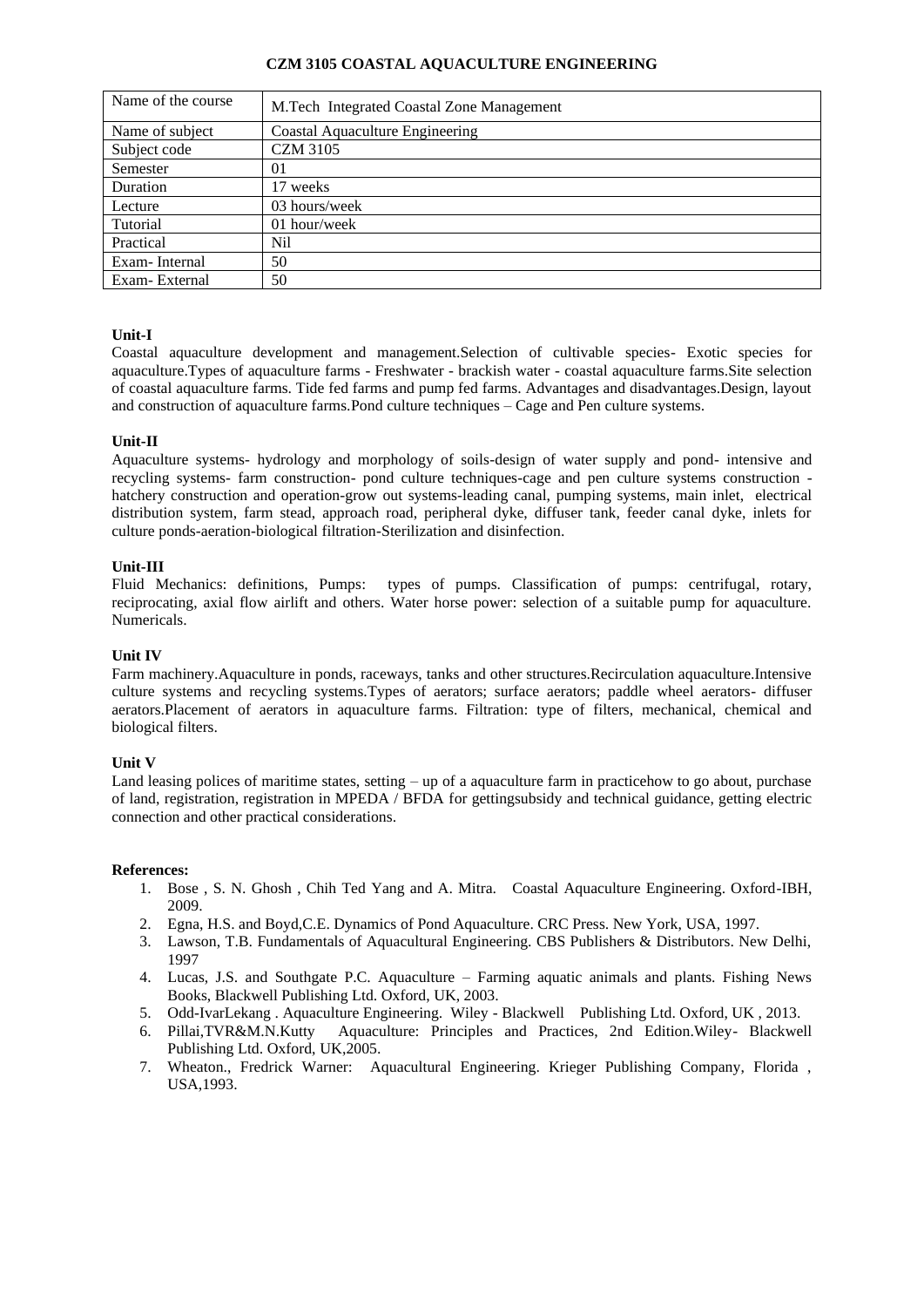# CZM 3105 COASTAL AQUACULTURE ENGINEERING

| Name of the course | M.Tech Integrated Coastal Zone Management |
|---|---|
| Name of subject | Coastal Aquaculture Engineering |
| Subject code | CZM 3105 |
| Semester | 01 |
| Duration | 17 weeks |
| Lecture | 03 hours/week |
| Tutorial | 01 hour/week |
| Practical | Nil |
| Exam- Internal | 50 |
| Exam- External | 50 |

**Unit-I**

Coastal aquaculture development and management.Selection of cultivable species- Exotic species for aquaculture.Types of aquaculture farms - Freshwater - brackish water - coastal aquaculture farms.Site selection of coastal aquaculture farms. Tide fed farms and pump fed farms. Advantages and disadvantages.Design, layout and construction of aquaculture farms.Pond culture techniques – Cage and Pen culture systems.

**Unit-II**

Aquaculture systems- hydrology and morphology of soils-design of water supply and pond- intensive and recycling systems- farm construction- pond culture techniques-cage and pen culture systems construction - hatchery construction and operation-grow out systems-leading canal, pumping systems, main inlet, electrical distribution system, farm stead, approach road, peripheral dyke, diffuser tank, feeder canal dyke, inlets for culture ponds-aeration-biological filtration-Sterilization and disinfection.

**Unit-III**

Fluid Mechanics: definitions, Pumps: types of pumps. Classification of pumps: centrifugal, rotary, reciprocating, axial flow airlift and others. Water horse power: selection of a suitable pump for aquaculture. Numericals.

**Unit IV**

Farm machinery.Aquaculture in ponds, raceways, tanks and other structures.Recirculation aquaculture.Intensive culture systems and recycling systems.Types of aerators; surface aerators; paddle wheel aerators- diffuser aerators.Placement of aerators in aquaculture farms. Filtration: type of filters, mechanical, chemical and biological filters.

**Unit V**

Land leasing polices of maritime states, setting – up of a aquaculture farm in practicehow to go about, purchase of land, registration, registration in MPEDA / BFDA for gettingsubsidy and technical guidance, getting electric connection and other practical considerations.

**References:**

1. Bose , S. N. Ghosh , Chih Ted Yang and A. Mitra. Coastal Aquaculture Engineering. Oxford-IBH, 2009.
2. Egna, H.S. and Boyd,C.E. Dynamics of Pond Aquaculture. CRC Press. New York, USA, 1997.
3. Lawson, T.B. Fundamentals of Aquacultural Engineering. CBS Publishers & Distributors. New Delhi, 1997
4. Lucas, J.S. and Southgate P.C. Aquaculture – Farming aquatic animals and plants. Fishing News Books, Blackwell Publishing Ltd. Oxford, UK, 2003.
5. Odd-IvarLekang . Aquaculture Engineering. Wiley - Blackwell Publishing Ltd. Oxford, UK , 2013.
6. Pillai,TVR&M.N.Kutty Aquaculture: Principles and Practices, 2nd Edition.Wiley- Blackwell Publishing Ltd. Oxford, UK,2005.
7. Wheaton., Fredrick Warner: Aquacultural Engineering. Krieger Publishing Company, Florida , USA,1993.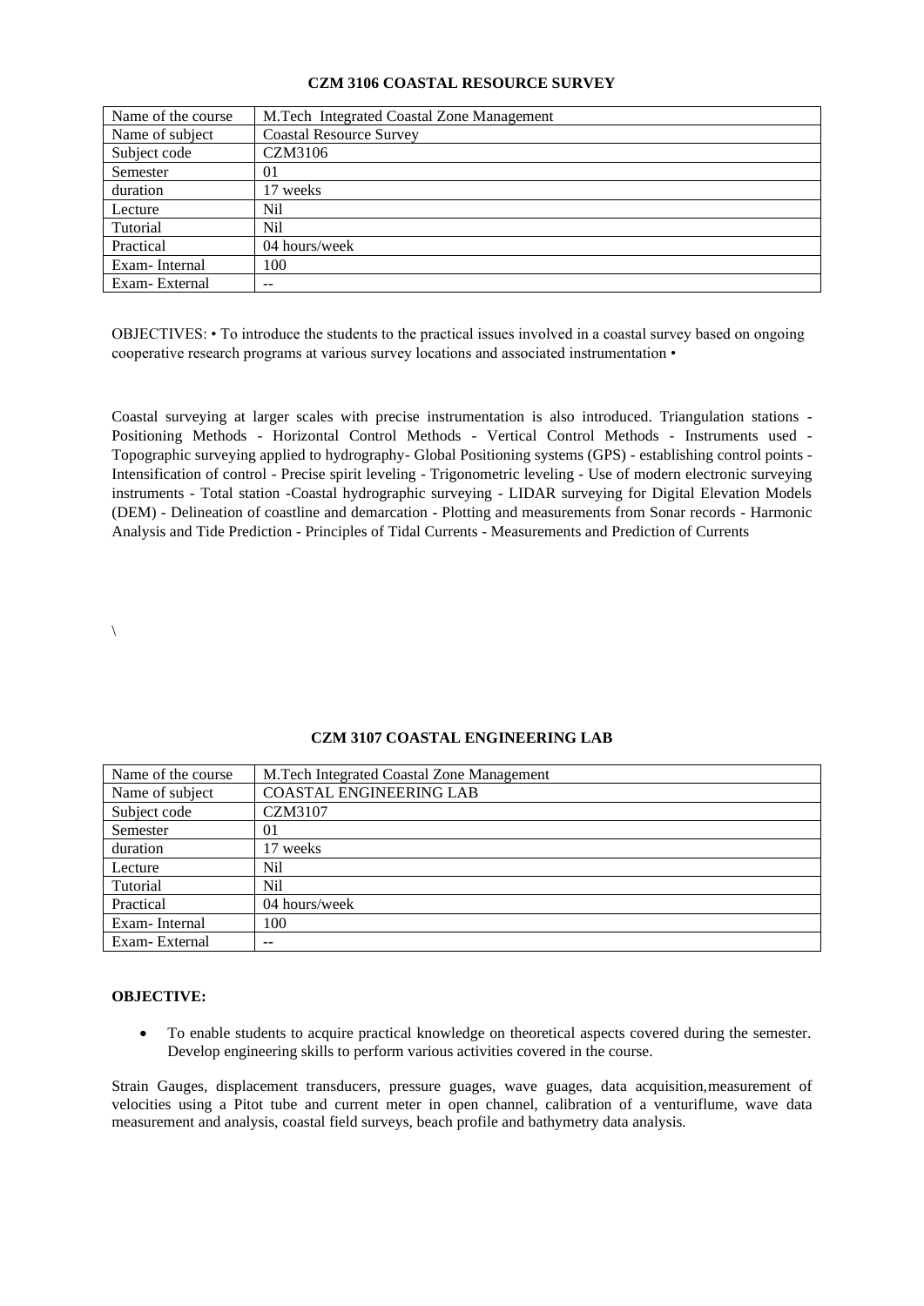## CZM 3106 COASTAL RESOURCE SURVEY

| Name of the course | M.Tech Integrated Coastal Zone Management |
|---|---|
| Name of subject | Coastal Resource Survey |
| Subject code | CZM3106 |
| Semester | 01 |
| duration | 17 weeks |
| Lecture | Nil |
| Tutorial | Nil |
| Practical | 04 hours/week |
| Exam- Internal | 100 |
| Exam- External | -- |

OBJECTIVES: • To introduce the students to the practical issues involved in a coastal survey based on ongoing cooperative research programs at various survey locations and associated instrumentation •

Coastal surveying at larger scales with precise instrumentation is also introduced. Triangulation stations - Positioning Methods - Horizontal Control Methods - Vertical Control Methods - Instruments used - Topographic surveying applied to hydrography- Global Positioning systems (GPS) - establishing control points - Intensification of control - Precise spirit leveling - Trigonometric leveling - Use of modern electronic surveying instruments - Total station -Coastal hydrographic surveying - LIDAR surveying for Digital Elevation Models (DEM) - Delineation of coastline and demarcation - Plotting and measurements from Sonar records - Harmonic Analysis and Tide Prediction - Principles of Tidal Currents - Measurements and Prediction of Currents

\

## CZM 3107 COASTAL ENGINEERING LAB

| Name of the course | M.Tech Integrated Coastal Zone Management |
|---|---|
| Name of subject | COASTAL ENGINEERING LAB |
| Subject code | CZM3107 |
| Semester | 01 |
| duration | 17 weeks |
| Lecture | Nil |
| Tutorial | Nil |
| Practical | 04 hours/week |
| Exam- Internal | 100 |
| Exam- External | -- |

**OBJECTIVE:**

- To enable students to acquire practical knowledge on theoretical aspects covered during the semester. Develop engineering skills to perform various activities covered in the course.

Strain Gauges, displacement transducers, pressure guages, wave guages, data acquisition,measurement of velocities using a Pitot tube and current meter in open channel, calibration of a venturiflume, wave data measurement and analysis, coastal field surveys, beach profile and bathymetry data analysis.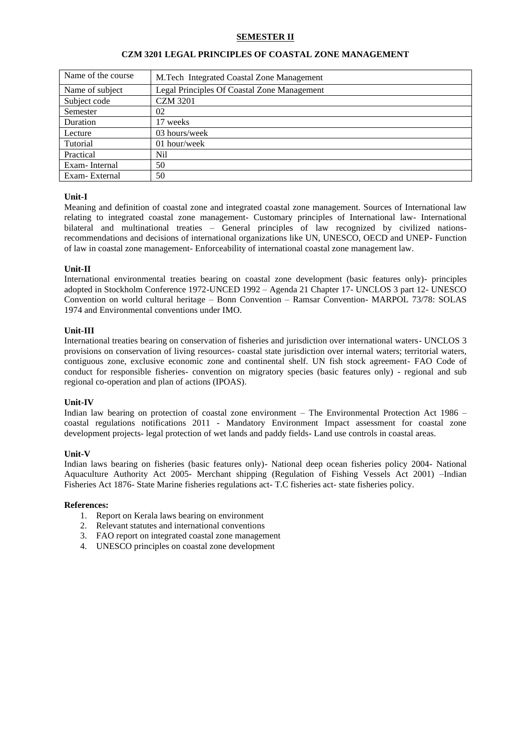## SEMESTER II

### CZM 3201 LEGAL PRINCIPLES OF COASTAL ZONE MANAGEMENT

| Name of the course | M.Tech Integrated Coastal Zone Management |
|---|---|
| Name of subject | Legal Principles Of Coastal Zone Management |
| Subject code | CZM 3201 |
| Semester | 02 |
| Duration | 17 weeks |
| Lecture | 03 hours/week |
| Tutorial | 01 hour/week |
| Practical | Nil |
| Exam- Internal | 50 |
| Exam- External | 50 |

**Unit-I**

Meaning and definition of coastal zone and integrated coastal zone management. Sources of International law relating to integrated coastal zone management- Customary principles of International law- International bilateral and multinational treaties – General principles of law recognized by civilized nations- recommendations and decisions of international organizations like UN, UNESCO, OECD and UNEP- Function of law in coastal zone management- Enforceability of international coastal zone management law.

**Unit-II**

International environmental treaties bearing on coastal zone development (basic features only)- principles adopted in Stockholm Conference 1972-UNCED 1992 – Agenda 21 Chapter 17- UNCLOS 3 part 12- UNESCO Convention on world cultural heritage – Bonn Convention – Ramsar Convention- MARPOL 73/78: SOLAS 1974 and Environmental conventions under IMO.

**Unit-III**

International treaties bearing on conservation of fisheries and jurisdiction over international waters- UNCLOS 3 provisions on conservation of living resources- coastal state jurisdiction over internal waters; territorial waters, contiguous zone, exclusive economic zone and continental shelf. UN fish stock agreement- FAO Code of conduct for responsible fisheries- convention on migratory species (basic features only) - regional and sub regional co-operation and plan of actions (IPOAS).

**Unit-IV**

Indian law bearing on protection of coastal zone environment – The Environmental Protection Act 1986 – coastal regulations notifications 2011 - Mandatory Environment Impact assessment for coastal zone development projects- legal protection of wet lands and paddy fields- Land use controls in coastal areas.

**Unit-V**

Indian laws bearing on fisheries (basic features only)- National deep ocean fisheries policy 2004- National Aquaculture Authority Act 2005- Merchant shipping (Regulation of Fishing Vessels Act 2001) –Indian Fisheries Act 1876- State Marine fisheries regulations act- T.C fisheries act- state fisheries policy.

**References:**

1. Report on Kerala laws bearing on environment
2. Relevant statutes and international conventions
3. FAO report on integrated coastal zone management
4. UNESCO principles on coastal zone development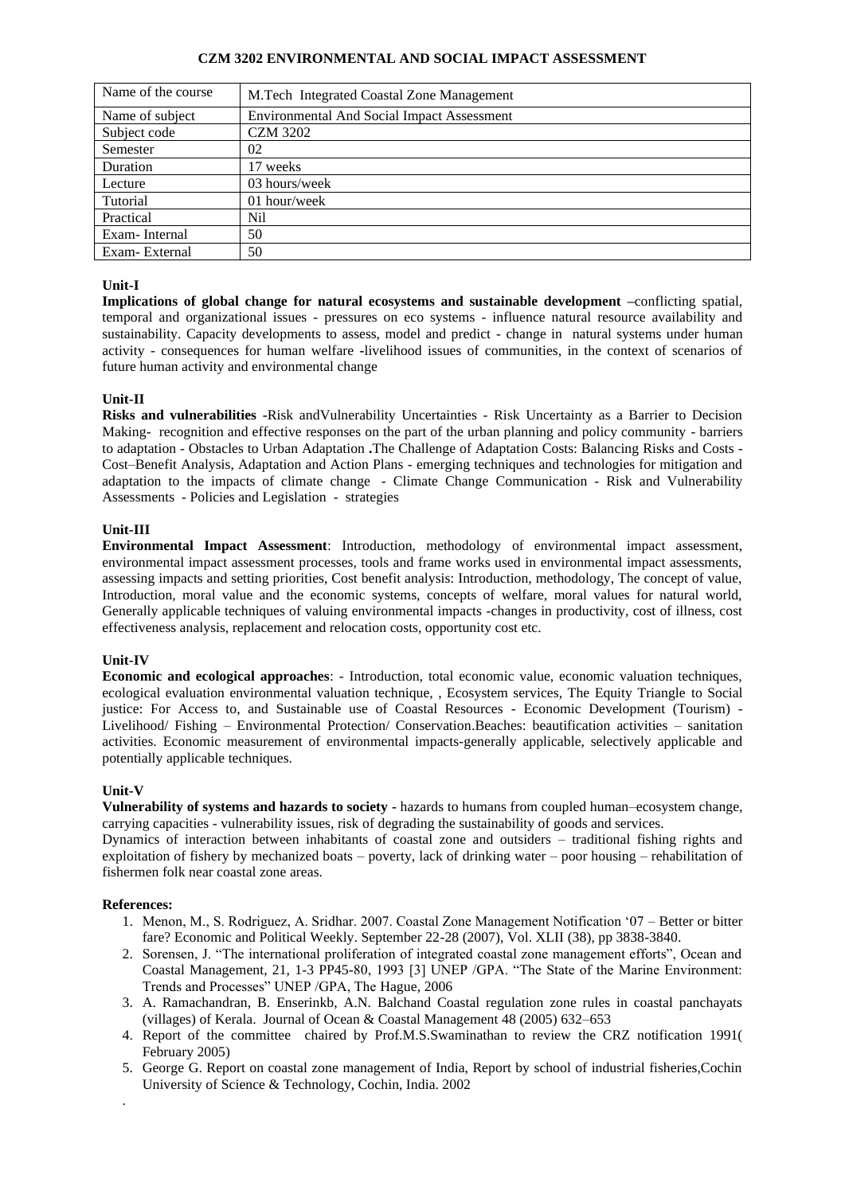# CZM 3202 ENVIRONMENTAL AND SOCIAL IMPACT ASSESSMENT

| Name of the course | M.Tech Integrated Coastal Zone Management |
|---|---|
| Name of subject | Environmental And Social Impact Assessment |
| Subject code | CZM 3202 |
| Semester | 02 |
| Duration | 17 weeks |
| Lecture | 03 hours/week |
| Tutorial | 01 hour/week |
| Practical | Nil |
| Exam- Internal | 50 |
| Exam- External | 50 |

**Unit-I**

**Implications of global change for natural ecosystems and sustainable development –**conflicting spatial, temporal and organizational issues - pressures on eco systems - influence natural resource availability and sustainability. Capacity developments to assess, model and predict - change in natural systems under human activity - consequences for human welfare **-**livelihood issues of communities, in the context of scenarios of future human activity and environmental change

**Unit-II**

**Risks and vulnerabilities -**Risk andVulnerability Uncertainties - Risk Uncertainty as a Barrier to Decision Making- recognition and effective responses on the part of the urban planning and policy community - barriers to adaptation - Obstacles to Urban Adaptation **.**The Challenge of Adaptation Costs: Balancing Risks and Costs - Cost–Benefit Analysis, Adaptation and Action Plans - emerging techniques and technologies for mitigation and adaptation to the impacts of climate change - Climate Change Communication - Risk and Vulnerability Assessments - Policies and Legislation - strategies

**Unit-III**

**Environmental Impact Assessment**: Introduction, methodology of environmental impact assessment, environmental impact assessment processes, tools and frame works used in environmental impact assessments, assessing impacts and setting priorities, Cost benefit analysis: Introduction, methodology, The concept of value, Introduction, moral value and the economic systems, concepts of welfare, moral values for natural world, Generally applicable techniques of valuing environmental impacts -changes in productivity, cost of illness, cost effectiveness analysis, replacement and relocation costs, opportunity cost etc.

**Unit-IV**

**Economic and ecological approaches**: - Introduction, total economic value, economic valuation techniques, ecological evaluation environmental valuation technique, , Ecosystem services, The Equity Triangle to Social justice: For Access to, and Sustainable use of Coastal Resources - Economic Development (Tourism) - Livelihood/ Fishing – Environmental Protection/ Conservation.Beaches: beautification activities – sanitation activities. Economic measurement of environmental impacts-generally applicable, selectively applicable and potentially applicable techniques.

**Unit-V**

**Vulnerability of systems and hazards to society -** hazards to humans from coupled human–ecosystem change, carrying capacities - vulnerability issues, risk of degrading the sustainability of goods and services.

Dynamics of interaction between inhabitants of coastal zone and outsiders – traditional fishing rights and exploitation of fishery by mechanized boats – poverty, lack of drinking water – poor housing – rehabilitation of fishermen folk near coastal zone areas.

**References:**

1. Menon, M., S. Rodriguez, A. Sridhar. 2007. Coastal Zone Management Notification '07 – Better or bitter fare? Economic and Political Weekly. September 22-28 (2007), Vol. XLII (38), pp 3838-3840.
2. Sorensen, J. "The international proliferation of integrated coastal zone management efforts", Ocean and Coastal Management, 21, 1-3 PP45-80, 1993 [3] UNEP /GPA. "The State of the Marine Environment: Trends and Processes" UNEP /GPA, The Hague, 2006
3. A. Ramachandran, B. Enserinkb, A.N. Balchand Coastal regulation zone rules in coastal panchayats (villages) of Kerala. Journal of Ocean & Coastal Management 48 (2005) 632–653
4. Report of the committee chaired by Prof.M.S.Swaminathan to review the CRZ notification 1991( February 2005)
5. George G. Report on coastal zone management of India, Report by school of industrial fisheries,Cochin University of Science & Technology, Cochin, India. 2002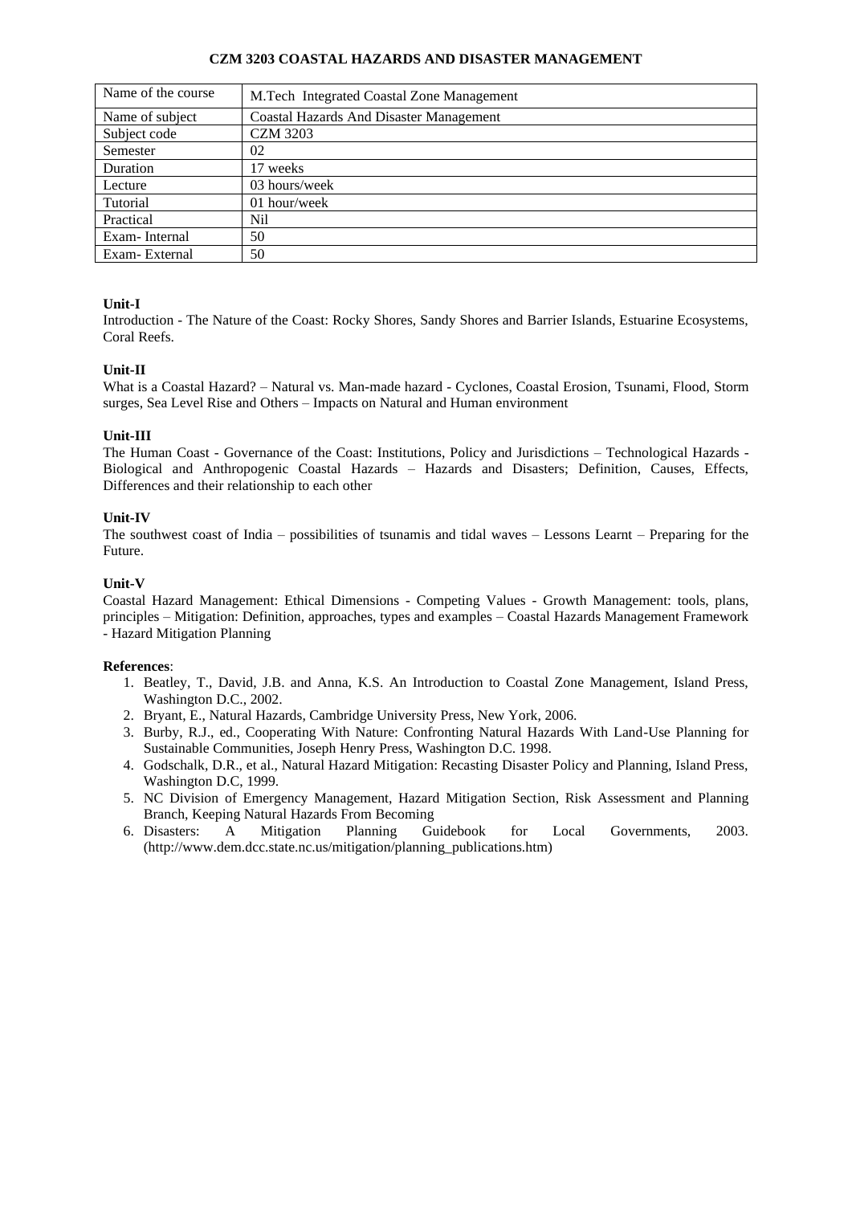# CZM 3203 COASTAL HAZARDS AND DISASTER MANAGEMENT

| Name of the course | M.Tech Integrated Coastal Zone Management |
|---|---|
| Name of subject | Coastal Hazards And Disaster Management |
| Subject code | CZM 3203 |
| Semester | 02 |
| Duration | 17 weeks |
| Lecture | 03 hours/week |
| Tutorial | 01 hour/week |
| Practical | Nil |
| Exam- Internal | 50 |
| Exam- External | 50 |

**Unit-I**

Introduction - The Nature of the Coast: Rocky Shores, Sandy Shores and Barrier Islands, Estuarine Ecosystems, Coral Reefs.

**Unit-II**

What is a Coastal Hazard? – Natural vs. Man-made hazard - Cyclones, Coastal Erosion, Tsunami, Flood, Storm surges, Sea Level Rise and Others – Impacts on Natural and Human environment

**Unit-III**

The Human Coast - Governance of the Coast: Institutions, Policy and Jurisdictions – Technological Hazards - Biological and Anthropogenic Coastal Hazards – Hazards and Disasters; Definition, Causes, Effects, Differences and their relationship to each other

**Unit-IV**

The southwest coast of India – possibilities of tsunamis and tidal waves – Lessons Learnt – Preparing for the Future.

**Unit-V**

Coastal Hazard Management: Ethical Dimensions - Competing Values - Growth Management: tools, plans, principles – Mitigation: Definition, approaches, types and examples – Coastal Hazards Management Framework - Hazard Mitigation Planning

**References**:

1. Beatley, T., David, J.B. and Anna, K.S. An Introduction to Coastal Zone Management, Island Press, Washington D.C., 2002.
2. Bryant, E., Natural Hazards, Cambridge University Press, New York, 2006.
3. Burby, R.J., ed., Cooperating With Nature: Confronting Natural Hazards With Land-Use Planning for Sustainable Communities, Joseph Henry Press, Washington D.C. 1998.
4. Godschalk, D.R., et al., Natural Hazard Mitigation: Recasting Disaster Policy and Planning, Island Press, Washington D.C, 1999.
5. NC Division of Emergency Management, Hazard Mitigation Section, Risk Assessment and Planning Branch, Keeping Natural Hazards From Becoming
6. Disasters: A Mitigation Planning Guidebook for Local Governments, 2003. (http://www.dem.dcc.state.nc.us/mitigation/planning_publications.htm)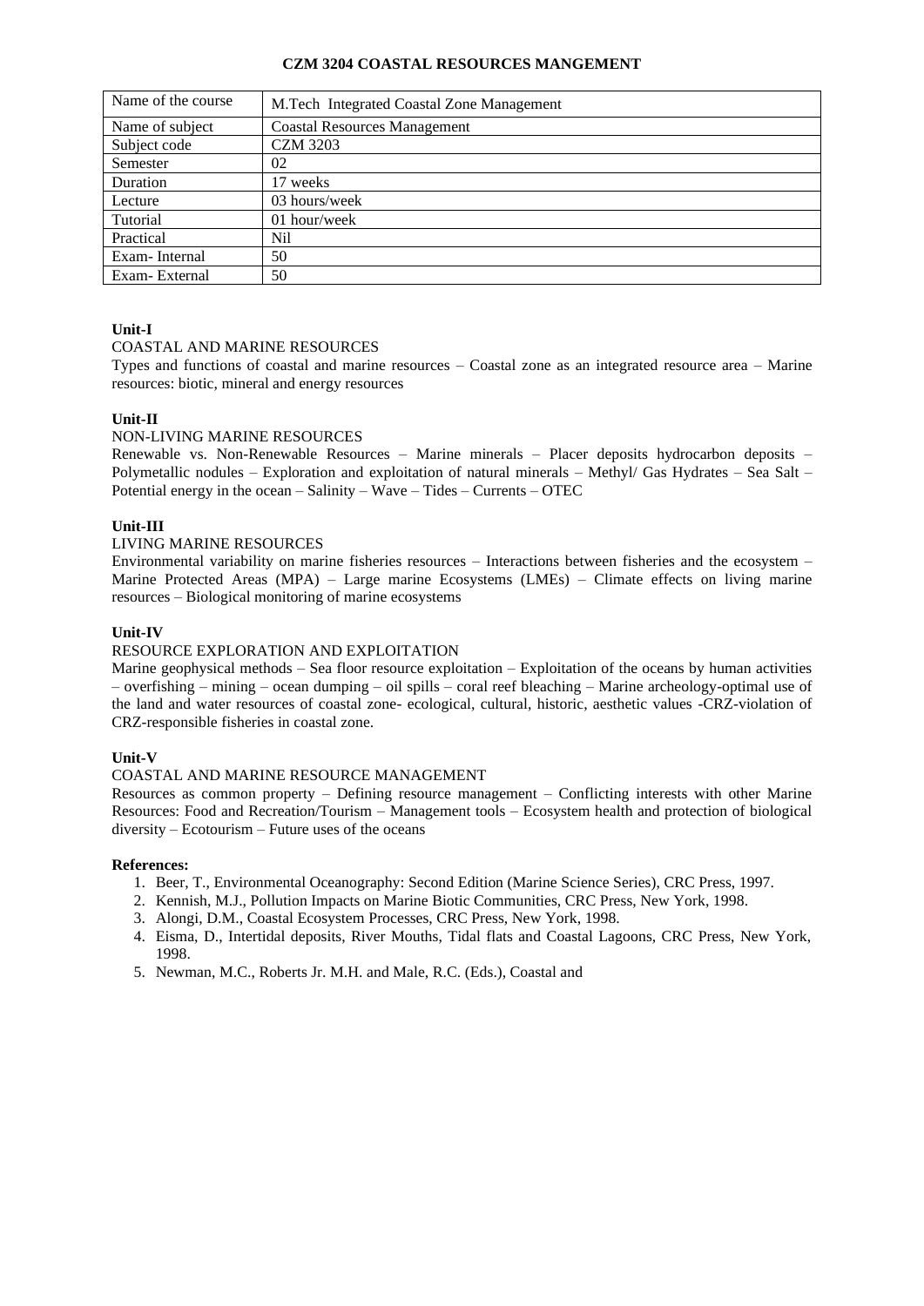# CZM 3204 COASTAL RESOURCES MANGEMENT

| Name of the course | M.Tech Integrated Coastal Zone Management |
|---|---|
| Name of subject | Coastal Resources Management |
| Subject code | CZM 3203 |
| Semester | 02 |
| Duration | 17 weeks |
| Lecture | 03 hours/week |
| Tutorial | 01 hour/week |
| Practical | Nil |
| Exam- Internal | 50 |
| Exam- External | 50 |

**Unit-I**

COASTAL AND MARINE RESOURCES

Types and functions of coastal and marine resources – Coastal zone as an integrated resource area – Marine resources: biotic, mineral and energy resources

**Unit-II**

NON-LIVING MARINE RESOURCES

Renewable vs. Non-Renewable Resources – Marine minerals – Placer deposits hydrocarbon deposits – Polymetallic nodules – Exploration and exploitation of natural minerals – Methyl/ Gas Hydrates – Sea Salt – Potential energy in the ocean – Salinity – Wave – Tides – Currents – OTEC

**Unit-III**

LIVING MARINE RESOURCES

Environmental variability on marine fisheries resources – Interactions between fisheries and the ecosystem – Marine Protected Areas (MPA) – Large marine Ecosystems (LMEs) – Climate effects on living marine resources – Biological monitoring of marine ecosystems

**Unit-IV**

RESOURCE EXPLORATION AND EXPLOITATION

Marine geophysical methods – Sea floor resource exploitation – Exploitation of the oceans by human activities – overfishing – mining – ocean dumping – oil spills – coral reef bleaching – Marine archeology-optimal use of the land and water resources of coastal zone- ecological, cultural, historic, aesthetic values -CRZ-violation of CRZ-responsible fisheries in coastal zone.

**Unit-V**

COASTAL AND MARINE RESOURCE MANAGEMENT

Resources as common property – Defining resource management – Conflicting interests with other Marine Resources: Food and Recreation/Tourism – Management tools – Ecosystem health and protection of biological diversity – Ecotourism – Future uses of the oceans

**References:**

1. Beer, T., Environmental Oceanography: Second Edition (Marine Science Series), CRC Press, 1997.
2. Kennish, M.J., Pollution Impacts on Marine Biotic Communities, CRC Press, New York, 1998.
3. Alongi, D.M., Coastal Ecosystem Processes, CRC Press, New York, 1998.
4. Eisma, D., Intertidal deposits, River Mouths, Tidal flats and Coastal Lagoons, CRC Press, New York, 1998.
5. Newman, M.C., Roberts Jr. M.H. and Male, R.C. (Eds.), Coastal and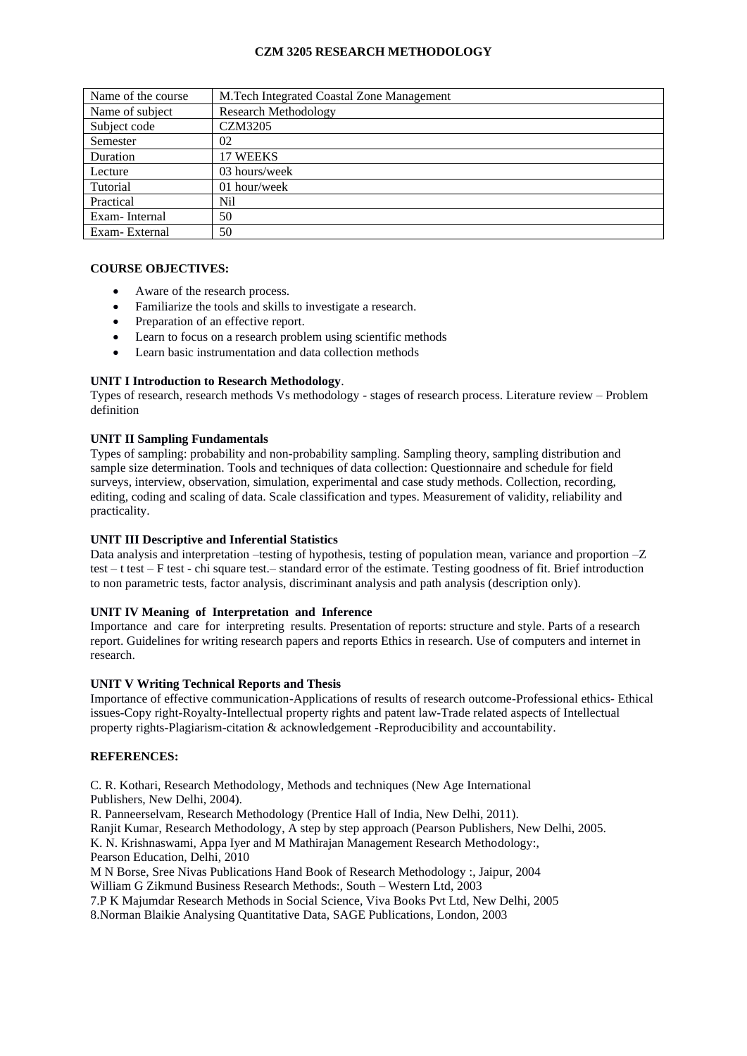# CZM 3205 RESEARCH METHODOLOGY

| Name of the course | M.Tech Integrated Coastal Zone Management |
|---|---|
| Name of subject | Research Methodology |
| Subject code | CZM3205 |
| Semester | 02 |
| Duration | 17 WEEKS |
| Lecture | 03 hours/week |
| Tutorial | 01 hour/week |
| Practical | Nil |
| Exam- Internal | 50 |
| Exam- External | 50 |

**COURSE OBJECTIVES:**

- Aware of the research process.
- Familiarize the tools and skills to investigate a research.
- Preparation of an effective report.
- Learn to focus on a research problem using scientific methods
- Learn basic instrumentation and data collection methods

**UNIT I Introduction to Research Methodology**.

Types of research, research methods Vs methodology - stages of research process. Literature review – Problem definition

**UNIT II Sampling Fundamentals**

Types of sampling: probability and non-probability sampling. Sampling theory, sampling distribution and sample size determination. Tools and techniques of data collection: Questionnaire and schedule for field surveys, interview, observation, simulation, experimental and case study methods. Collection, recording, editing, coding and scaling of data. Scale classification and types. Measurement of validity, reliability and practicality.

**UNIT III Descriptive and Inferential Statistics**

Data analysis and interpretation –testing of hypothesis, testing of population mean, variance and proportion –Z test – t test – F test - chi square test.– standard error of the estimate. Testing goodness of fit. Brief introduction to non parametric tests, factor analysis, discriminant analysis and path analysis (description only).

**UNIT IV Meaning of Interpretation and Inference**

Importance and care for interpreting results. Presentation of reports: structure and style. Parts of a research report. Guidelines for writing research papers and reports Ethics in research. Use of computers and internet in research.

**UNIT V Writing Technical Reports and Thesis**

Importance of effective communication-Applications of results of research outcome-Professional ethics- Ethical issues-Copy right-Royalty-Intellectual property rights and patent law-Trade related aspects of Intellectual property rights-Plagiarism-citation & acknowledgement -Reproducibility and accountability.

**REFERENCES:**

C. R. Kothari, Research Methodology, Methods and techniques (New Age International Publishers, New Delhi, 2004).
R. Panneerselvam, Research Methodology (Prentice Hall of India, New Delhi, 2011).
Ranjit Kumar, Research Methodology, A step by step approach (Pearson Publishers, New Delhi, 2005.
K. N. Krishnaswami, Appa Iyer and M Mathirajan Management Research Methodology:, Pearson Education, Delhi, 2010
M N Borse, Sree Nivas Publications Hand Book of Research Methodology :, Jaipur, 2004
William G Zikmund Business Research Methods:, South – Western Ltd, 2003
7.P K Majumdar Research Methods in Social Science, Viva Books Pvt Ltd, New Delhi, 2005
8.Norman Blaikie Analysing Quantitative Data, SAGE Publications, London, 2003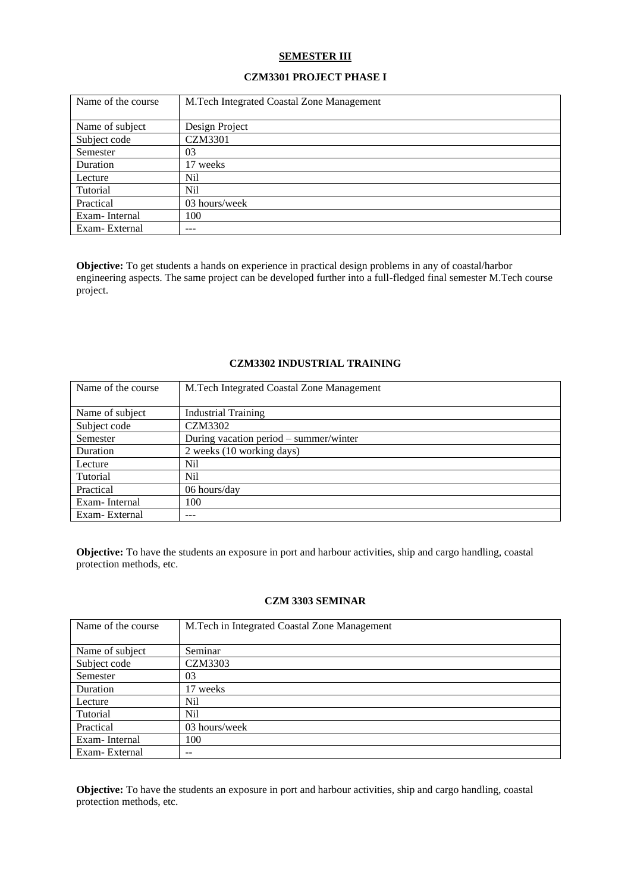## SEMESTER III

### CZM3301 PROJECT PHASE I

| Name of the course | M.Tech Integrated Coastal Zone Management |
|---|---|
| Name of subject | Design Project |
| Subject code | CZM3301 |
| Semester | 03 |
| Duration | 17 weeks |
| Lecture | Nil |
| Tutorial | Nil |
| Practical | 03 hours/week |
| Exam- Internal | 100 |
| Exam- External | --- |

**Objective:** To get students a hands on experience in practical design problems in any of coastal/harbor engineering aspects. The same project can be developed further into a full-fledged final semester M.Tech course project.

### CZM3302 INDUSTRIAL TRAINING

| Name of the course | M.Tech Integrated Coastal Zone Management |
|---|---|
| Name of subject | Industrial Training |
| Subject code | CZM3302 |
| Semester | During vacation period – summer/winter |
| Duration | 2 weeks (10 working days) |
| Lecture | Nil |
| Tutorial | Nil |
| Practical | 06 hours/day |
| Exam- Internal | 100 |
| Exam- External | --- |

**Objective:** To have the students an exposure in port and harbour activities, ship and cargo handling, coastal protection methods, etc.

### CZM 3303 SEMINAR

| Name of the course | M.Tech in Integrated Coastal Zone Management |
|---|---|
| Name of subject | Seminar |
| Subject code | CZM3303 |
| Semester | 03 |
| Duration | 17 weeks |
| Lecture | Nil |
| Tutorial | Nil |
| Practical | 03 hours/week |
| Exam- Internal | 100 |
| Exam- External | -- |

**Objective:** To have the students an exposure in port and harbour activities, ship and cargo handling, coastal protection methods, etc.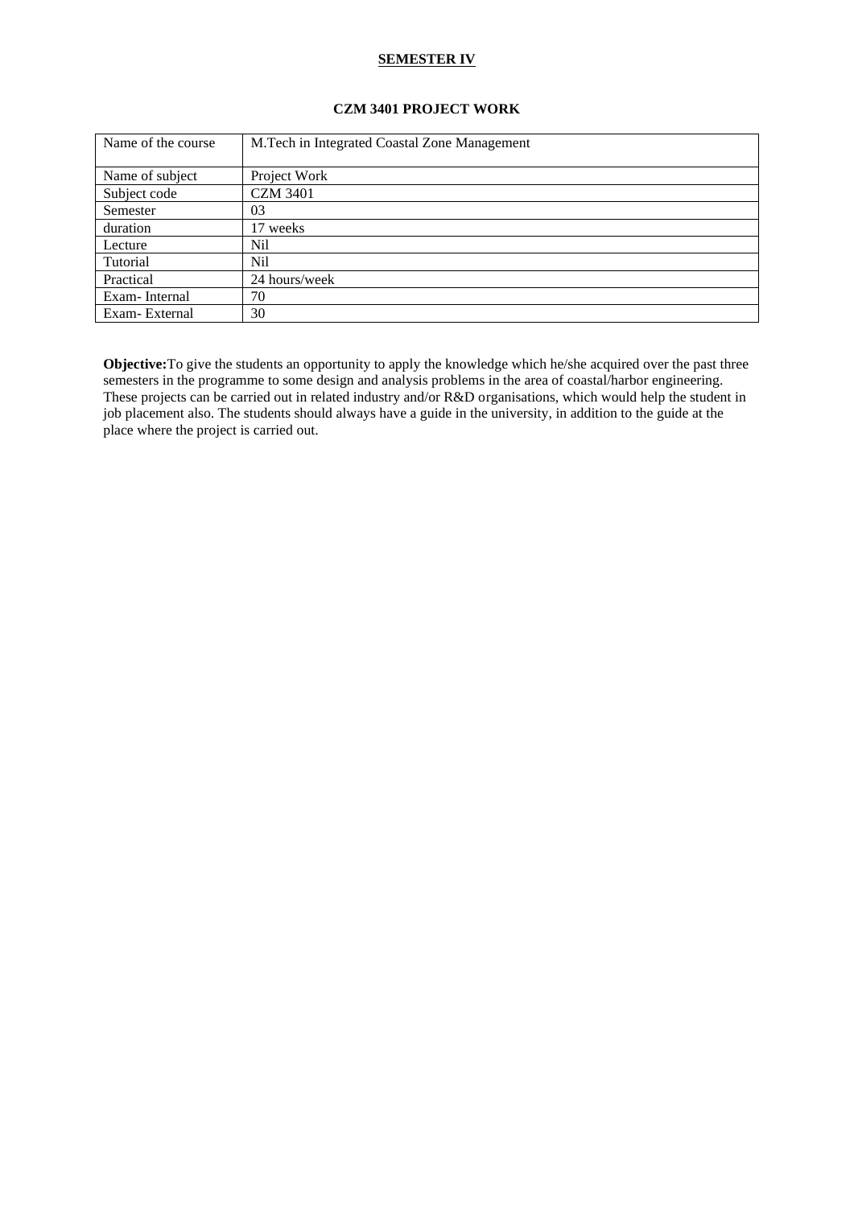## SEMESTER IV

### CZM 3401 PROJECT WORK

| Name of the course | M.Tech in Integrated Coastal Zone Management |
|---|---|
| Name of subject | Project Work |
| Subject code | CZM 3401 |
| Semester | 03 |
| duration | 17 weeks |
| Lecture | Nil |
| Tutorial | Nil |
| Practical | 24 hours/week |
| Exam- Internal | 70 |
| Exam- External | 30 |

**Objective:**To give the students an opportunity to apply the knowledge which he/she acquired over the past three semesters in the programme to some design and analysis problems in the area of coastal/harbor engineering. These projects can be carried out in related industry and/or R&D organisations, which would help the student in job placement also. The students should always have a guide in the university, in addition to the guide at the place where the project is carried out.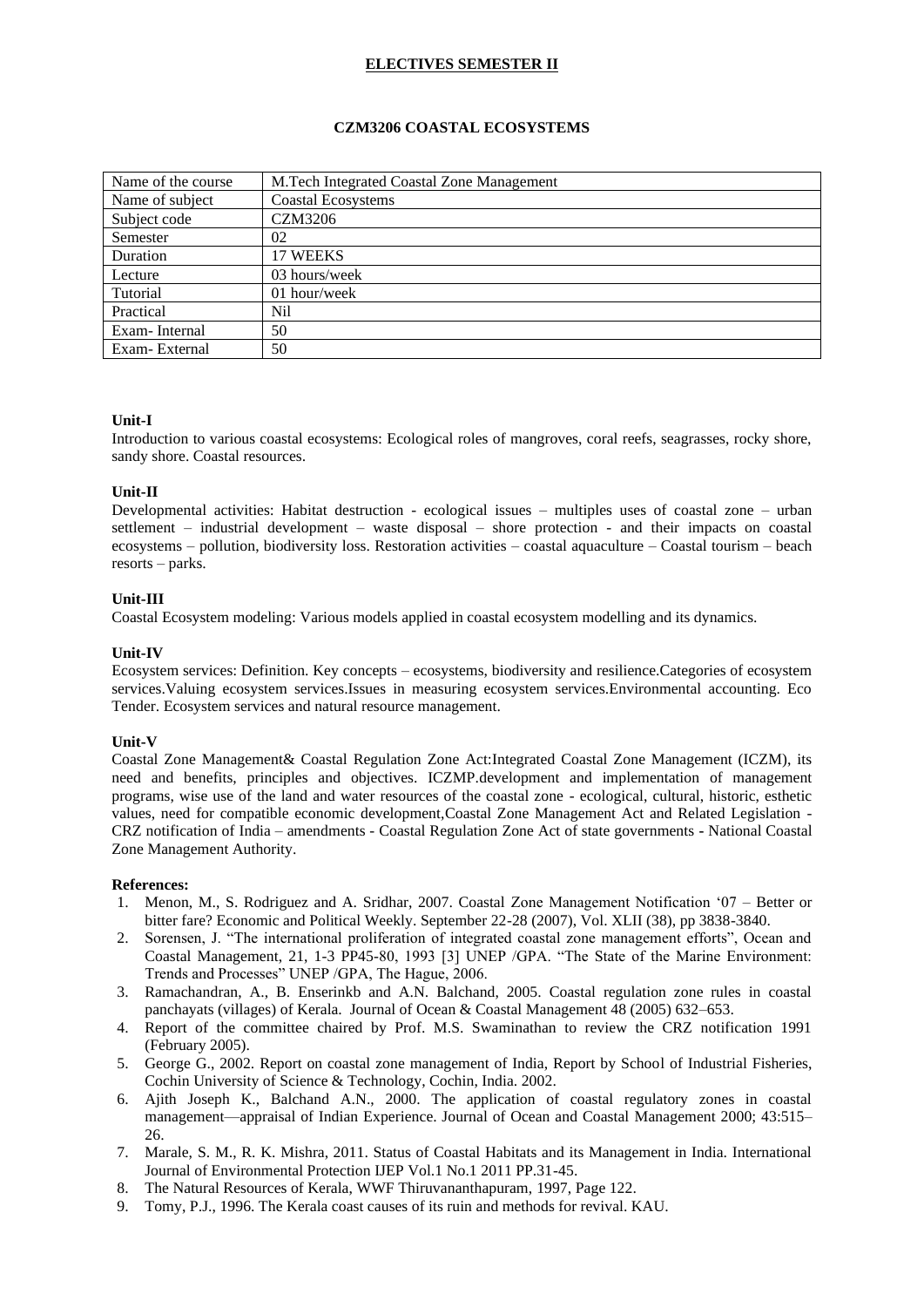## ELECTIVES SEMESTER II

### CZM3206 COASTAL ECOSYSTEMS

| Name of the course | M.Tech Integrated Coastal Zone Management |
|---|---|
| Name of subject | Coastal Ecosystems |
| Subject code | CZM3206 |
| Semester | 02 |
| Duration | 17 WEEKS |
| Lecture | 03 hours/week |
| Tutorial | 01 hour/week |
| Practical | Nil |
| Exam- Internal | 50 |
| Exam- External | 50 |

**Unit-I**

Introduction to various coastal ecosystems: Ecological roles of mangroves, coral reefs, seagrasses, rocky shore, sandy shore. Coastal resources.

**Unit-II**

Developmental activities: Habitat destruction - ecological issues – multiples uses of coastal zone – urban settlement – industrial development – waste disposal – shore protection - and their impacts on coastal ecosystems – pollution, biodiversity loss. Restoration activities – coastal aquaculture – Coastal tourism – beach resorts – parks.

**Unit-III**

Coastal Ecosystem modeling: Various models applied in coastal ecosystem modelling and its dynamics.

**Unit-IV**

Ecosystem services: Definition. Key concepts – ecosystems, biodiversity and resilience.Categories of ecosystem services.Valuing ecosystem services.Issues in measuring ecosystem services.Environmental accounting. Eco Tender. Ecosystem services and natural resource management.

**Unit-V**

Coastal Zone Management& Coastal Regulation Zone Act:Integrated Coastal Zone Management (ICZM), its need and benefits, principles and objectives. ICZMP.development and implementation of management programs, wise use of the land and water resources of the coastal zone - ecological, cultural, historic, esthetic values, need for compatible economic development,Coastal Zone Management Act and Related Legislation - CRZ notification of India – amendments - Coastal Regulation Zone Act of state governments - National Coastal Zone Management Authority.

**References:**

1. Menon, M., S. Rodriguez and A. Sridhar, 2007. Coastal Zone Management Notification '07 – Better or bitter fare? Economic and Political Weekly. September 22-28 (2007), Vol. XLII (38), pp 3838-3840.
2. Sorensen, J. "The international proliferation of integrated coastal zone management efforts", Ocean and Coastal Management, 21, 1-3 PP45-80, 1993 [3] UNEP /GPA. "The State of the Marine Environment: Trends and Processes" UNEP /GPA, The Hague, 2006.
3. Ramachandran, A., B. Enserinkb and A.N. Balchand, 2005. Coastal regulation zone rules in coastal panchayats (villages) of Kerala. Journal of Ocean & Coastal Management 48 (2005) 632–653.
4. Report of the committee chaired by Prof. M.S. Swaminathan to review the CRZ notification 1991 (February 2005).
5. George G., 2002. Report on coastal zone management of India, Report by School of Industrial Fisheries, Cochin University of Science & Technology, Cochin, India. 2002.
6. Ajith Joseph K., Balchand A.N., 2000. The application of coastal regulatory zones in coastal management—appraisal of Indian Experience. Journal of Ocean and Coastal Management 2000; 43:515–26.
7. Marale, S. M., R. K. Mishra, 2011. Status of Coastal Habitats and its Management in India. International Journal of Environmental Protection IJEP Vol.1 No.1 2011 PP.31-45.
8. The Natural Resources of Kerala, WWF Thiruvananthapuram, 1997, Page 122.
9. Tomy, P.J., 1996. The Kerala coast causes of its ruin and methods for revival. KAU.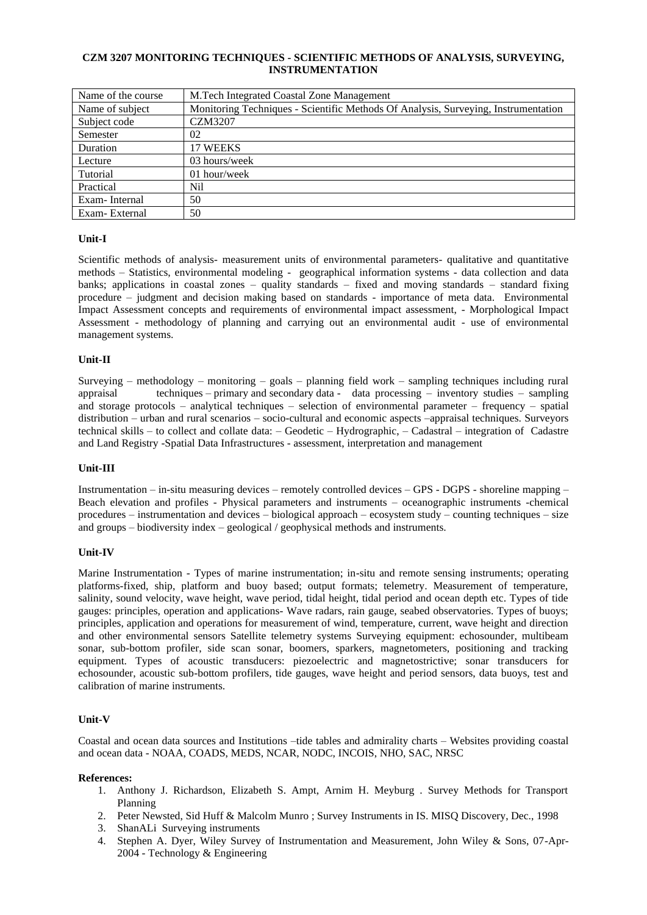## CZM 3207 MONITORING TECHNIQUES - SCIENTIFIC METHODS OF ANALYSIS, SURVEYING, INSTRUMENTATION

| Name of the course | M.Tech Integrated Coastal Zone Management |
|---|---|
| Name of subject | Monitoring Techniques - Scientific Methods Of Analysis, Surveying, Instrumentation |
| Subject code | CZM3207 |
| Semester | 02 |
| Duration | 17 WEEKS |
| Lecture | 03 hours/week |
| Tutorial | 01 hour/week |
| Practical | Nil |
| Exam- Internal | 50 |
| Exam- External | 50 |

**Unit-I**

Scientific methods of analysis- measurement units of environmental parameters- qualitative and quantitative methods – Statistics, environmental modeling - geographical information systems - data collection and data banks; applications in coastal zones – quality standards – fixed and moving standards – standard fixing procedure – judgment and decision making based on standards - importance of meta data. Environmental Impact Assessment concepts and requirements of environmental impact assessment, - Morphological Impact Assessment - methodology of planning and carrying out an environmental audit - use of environmental management systems.

**Unit-II**

Surveying – methodology – monitoring – goals – planning field work – sampling techniques including rural appraisal techniques – primary and secondary data - data processing – inventory studies – sampling and storage protocols – analytical techniques – selection of environmental parameter – frequency – spatial distribution – urban and rural scenarios – socio-cultural and economic aspects –appraisal techniques. Surveyors technical skills – to collect and collate data: – Geodetic – Hydrographic, – Cadastral – integration of Cadastre and Land Registry -Spatial Data Infrastructures - assessment, interpretation and management

**Unit-III**

Instrumentation – in-situ measuring devices – remotely controlled devices – GPS - DGPS - shoreline mapping – Beach elevation and profiles - Physical parameters and instruments – oceanographic instruments -chemical procedures – instrumentation and devices – biological approach – ecosystem study – counting techniques – size and groups – biodiversity index – geological / geophysical methods and instruments.

**Unit-IV**

Marine Instrumentation - Types of marine instrumentation; in-situ and remote sensing instruments; operating platforms-fixed, ship, platform and buoy based; output formats; telemetry. Measurement of temperature, salinity, sound velocity, wave height, wave period, tidal height, tidal period and ocean depth etc. Types of tide gauges: principles, operation and applications- Wave radars, rain gauge, seabed observatories. Types of buoys; principles, application and operations for measurement of wind, temperature, current, wave height and direction and other environmental sensors Satellite telemetry systems Surveying equipment: echosounder, multibeam sonar, sub-bottom profiler, side scan sonar, boomers, sparkers, magnetometers, positioning and tracking equipment. Types of acoustic transducers: piezoelectric and magnetostrictive; sonar transducers for echosounder, acoustic sub-bottom profilers, tide gauges, wave height and period sensors, data buoys, test and calibration of marine instruments.

**Unit-V**

Coastal and ocean data sources and Institutions –tide tables and admirality charts – Websites providing coastal and ocean data - NOAA, COADS, MEDS, NCAR, NODC, INCOIS, NHO, SAC, NRSC

**References:**

1. Anthony J. Richardson, Elizabeth S. Ampt, Arnim H. Meyburg . Survey Methods for Transport Planning
2. Peter Newsted, Sid Huff & Malcolm Munro ; Survey Instruments in IS. MISQ Discovery, Dec., 1998
3. ShanALi Surveying instruments
4. Stephen A. Dyer, Wiley Survey of Instrumentation and Measurement, John Wiley & Sons, 07-Apr-2004 - Technology & Engineering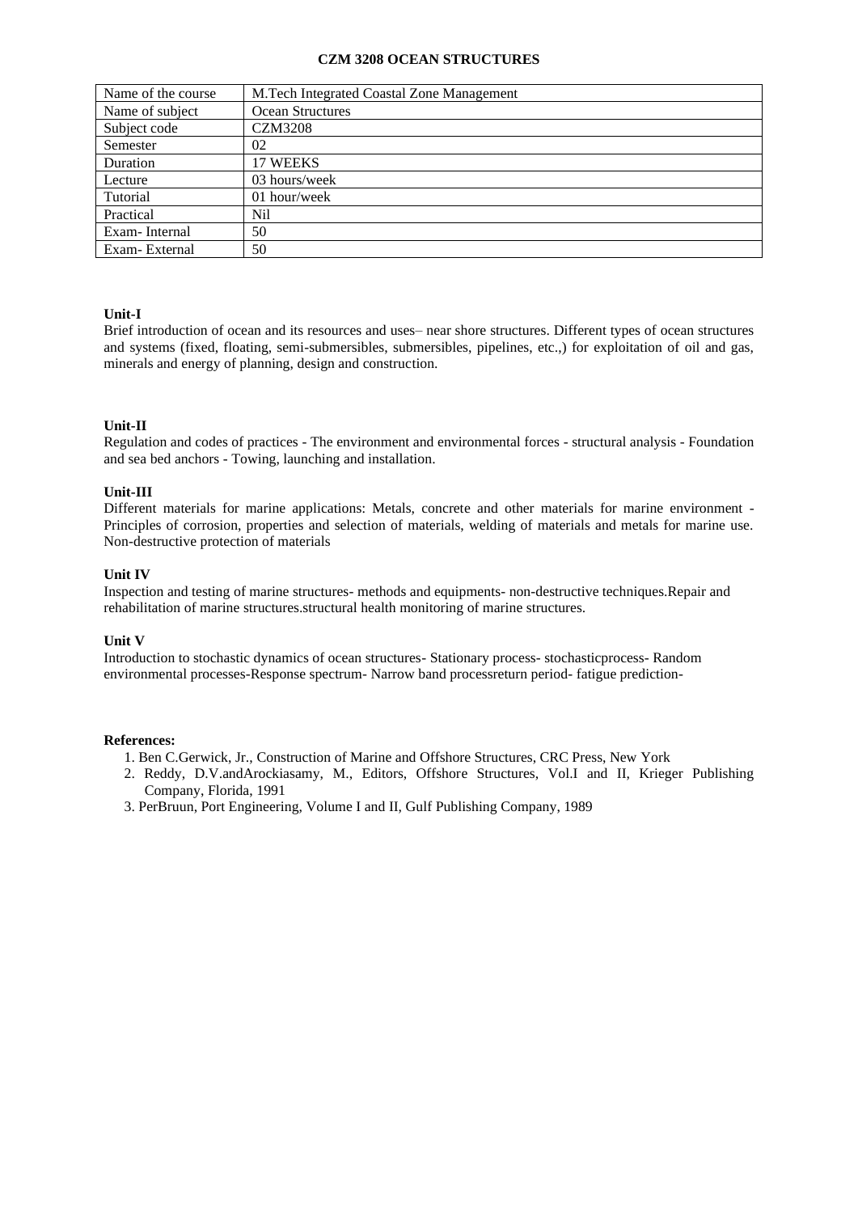# CZM 3208 OCEAN STRUCTURES

| Name of the course | M.Tech Integrated Coastal Zone Management |
|---|---|
| Name of subject | Ocean Structures |
| Subject code | CZM3208 |
| Semester | 02 |
| Duration | 17 WEEKS |
| Lecture | 03 hours/week |
| Tutorial | 01 hour/week |
| Practical | Nil |
| Exam- Internal | 50 |
| Exam- External | 50 |

**Unit-I**

Brief introduction of ocean and its resources and uses– near shore structures. Different types of ocean structures and systems (fixed, floating, semi-submersibles, submersibles, pipelines, etc.,) for exploitation of oil and gas, minerals and energy of planning, design and construction.

**Unit-II**

Regulation and codes of practices - The environment and environmental forces - structural analysis - Foundation and sea bed anchors - Towing, launching and installation.

**Unit-III**

Different materials for marine applications: Metals, concrete and other materials for marine environment - Principles of corrosion, properties and selection of materials, welding of materials and metals for marine use. Non-destructive protection of materials

**Unit IV**

Inspection and testing of marine structures- methods and equipments- non-destructive techniques.Repair and rehabilitation of marine structures.structural health monitoring of marine structures.

**Unit V**

Introduction to stochastic dynamics of ocean structures- Stationary process- stochasticprocess- Random environmental processes-Response spectrum- Narrow band processreturn period- fatigue prediction-

**References:**

1. Ben C.Gerwick, Jr., Construction of Marine and Offshore Structures, CRC Press, New York
2. Reddy, D.V.andArockiasamy, M., Editors, Offshore Structures, Vol.I and II, Krieger Publishing Company, Florida, 1991
3. PerBruun, Port Engineering, Volume I and II, Gulf Publishing Company, 1989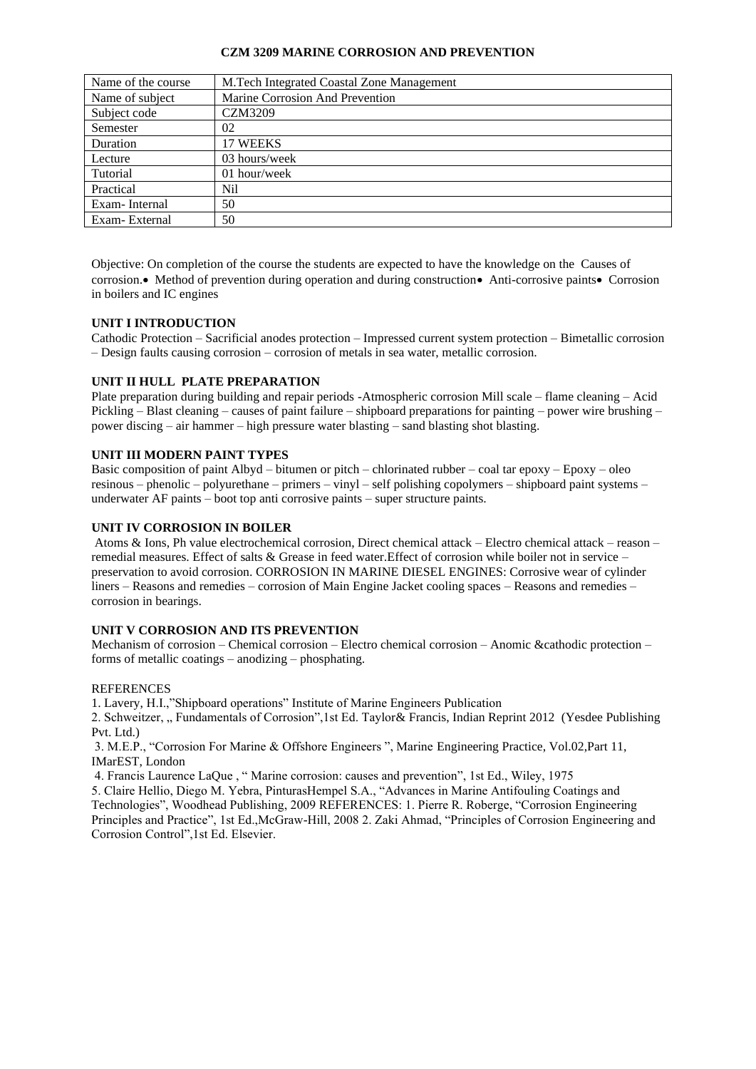**CZM 3209 MARINE CORROSION AND PREVENTION**

| Name of the course | M.Tech Integrated Coastal Zone Management |
|---|---|
| Name of subject | Marine Corrosion And Prevention |
| Subject code | CZM3209 |
| Semester | 02 |
| Duration | 17 WEEKS |
| Lecture | 03 hours/week |
| Tutorial | 01 hour/week |
| Practical | Nil |
| Exam- Internal | 50 |
| Exam- External | 50 |

Objective: On completion of the course the students are expected to have the knowledge on the Causes of corrosion.• Method of prevention during operation and during construction• Anti-corrosive paints• Corrosion in boilers and IC engines

**UNIT I INTRODUCTION**

Cathodic Protection – Sacrificial anodes protection – Impressed current system protection – Bimetallic corrosion – Design faults causing corrosion – corrosion of metals in sea water, metallic corrosion.

**UNIT II HULL PLATE PREPARATION**

Plate preparation during building and repair periods -Atmospheric corrosion Mill scale – flame cleaning – Acid Pickling – Blast cleaning – causes of paint failure – shipboard preparations for painting – power wire brushing – power discing – air hammer – high pressure water blasting – sand blasting shot blasting.

**UNIT III MODERN PAINT TYPES**

Basic composition of paint Albyd – bitumen or pitch – chlorinated rubber – coal tar epoxy – Epoxy – oleo resinous – phenolic – polyurethane – primers – vinyl – self polishing copolymers – shipboard paint systems – underwater AF paints – boot top anti corrosive paints – super structure paints.

**UNIT IV CORROSION IN BOILER**

Atoms & Ions, Ph value electrochemical corrosion, Direct chemical attack – Electro chemical attack – reason – remedial measures. Effect of salts & Grease in feed water.Effect of corrosion while boiler not in service – preservation to avoid corrosion. CORROSION IN MARINE DIESEL ENGINES: Corrosive wear of cylinder liners – Reasons and remedies – corrosion of Main Engine Jacket cooling spaces – Reasons and remedies – corrosion in bearings.

**UNIT V CORROSION AND ITS PREVENTION**

Mechanism of corrosion – Chemical corrosion – Electro chemical corrosion – Anomic &cathodic protection – forms of metallic coatings – anodizing – phosphating.

REFERENCES

1. Lavery, H.I.,"Shipboard operations" Institute of Marine Engineers Publication
2. Schweitzer, „ Fundamentals of Corrosion",1st Ed. Taylor& Francis, Indian Reprint 2012 (Yesdee Publishing Pvt. Ltd.)
3. M.E.P., "Corrosion For Marine & Offshore Engineers ", Marine Engineering Practice, Vol.02,Part 11, IMarEST, London
4. Francis Laurence LaQue , " Marine corrosion: causes and prevention", 1st Ed., Wiley, 1975
5. Claire Hellio, Diego M. Yebra, PinturasHempel S.A., "Advances in Marine Antifouling Coatings and Technologies", Woodhead Publishing, 2009 REFERENCES: 1. Pierre R. Roberge, "Corrosion Engineering Principles and Practice", 1st Ed.,McGraw-Hill, 2008 2. Zaki Ahmad, "Principles of Corrosion Engineering and Corrosion Control",1st Ed. Elsevier.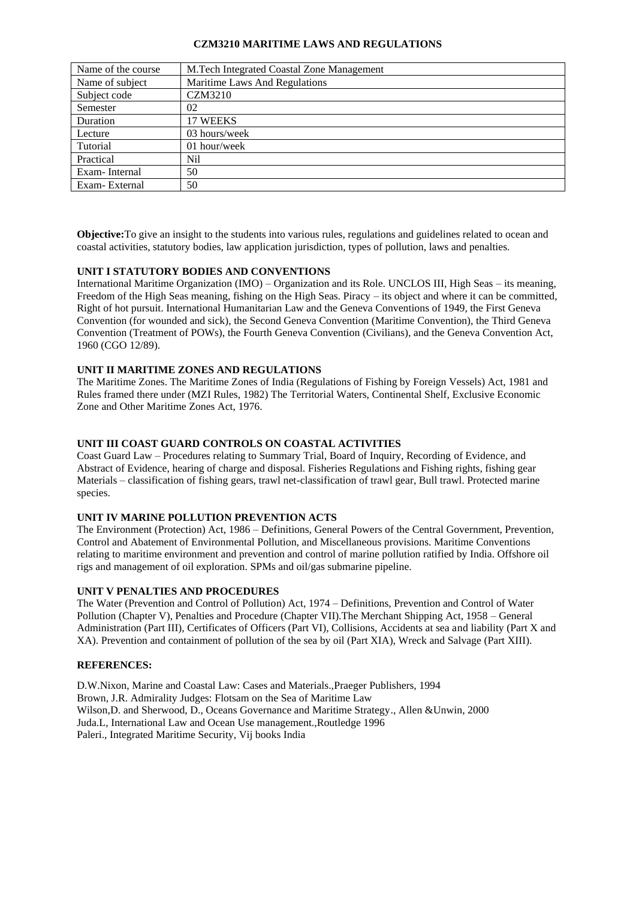# CZM3210 MARITIME LAWS AND REGULATIONS

| Name of the course | M.Tech Integrated Coastal Zone Management |
|---|---|
| Name of subject | Maritime Laws And Regulations |
| Subject code | CZM3210 |
| Semester | 02 |
| Duration | 17 WEEKS |
| Lecture | 03 hours/week |
| Tutorial | 01 hour/week |
| Practical | Nil |
| Exam- Internal | 50 |
| Exam- External | 50 |

**Objective:**To give an insight to the students into various rules, regulations and guidelines related to ocean and coastal activities, statutory bodies, law application jurisdiction, types of pollution, laws and penalties.

**UNIT I STATUTORY BODIES AND CONVENTIONS**

International Maritime Organization (IMO) – Organization and its Role. UNCLOS III, High Seas – its meaning, Freedom of the High Seas meaning, fishing on the High Seas. Piracy – its object and where it can be committed, Right of hot pursuit. International Humanitarian Law and the Geneva Conventions of 1949, the First Geneva Convention (for wounded and sick), the Second Geneva Convention (Maritime Convention), the Third Geneva Convention (Treatment of POWs), the Fourth Geneva Convention (Civilians), and the Geneva Convention Act, 1960 (CGO 12/89).

**UNIT II MARITIME ZONES AND REGULATIONS**

The Maritime Zones. The Maritime Zones of India (Regulations of Fishing by Foreign Vessels) Act, 1981 and Rules framed there under (MZI Rules, 1982) The Territorial Waters, Continental Shelf, Exclusive Economic Zone and Other Maritime Zones Act, 1976.

**UNIT III COAST GUARD CONTROLS ON COASTAL ACTIVITIES**

Coast Guard Law – Procedures relating to Summary Trial, Board of Inquiry, Recording of Evidence, and Abstract of Evidence, hearing of charge and disposal. Fisheries Regulations and Fishing rights, fishing gear Materials – classification of fishing gears, trawl net-classification of trawl gear, Bull trawl. Protected marine species.

**UNIT IV MARINE POLLUTION PREVENTION ACTS**

The Environment (Protection) Act, 1986 – Definitions, General Powers of the Central Government, Prevention, Control and Abatement of Environmental Pollution, and Miscellaneous provisions. Maritime Conventions relating to maritime environment and prevention and control of marine pollution ratified by India. Offshore oil rigs and management of oil exploration. SPMs and oil/gas submarine pipeline.

**UNIT V PENALTIES AND PROCEDURES**

The Water (Prevention and Control of Pollution) Act, 1974 – Definitions, Prevention and Control of Water Pollution (Chapter V), Penalties and Procedure (Chapter VII).The Merchant Shipping Act, 1958 – General Administration (Part III), Certificates of Officers (Part VI), Collisions, Accidents at sea and liability (Part X and XA). Prevention and containment of pollution of the sea by oil (Part XIA), Wreck and Salvage (Part XIII).

**REFERENCES:**

D.W.Nixon, Marine and Coastal Law: Cases and Materials.,Praeger Publishers, 1994
Brown, J.R. Admirality Judges: Flotsam on the Sea of Maritime Law
Wilson,D. and Sherwood, D., Oceans Governance and Maritime Strategy., Allen &Unwin, 2000
Juda.L, International Law and Ocean Use management.,Routledge 1996
Paleri., Integrated Maritime Security, Vij books India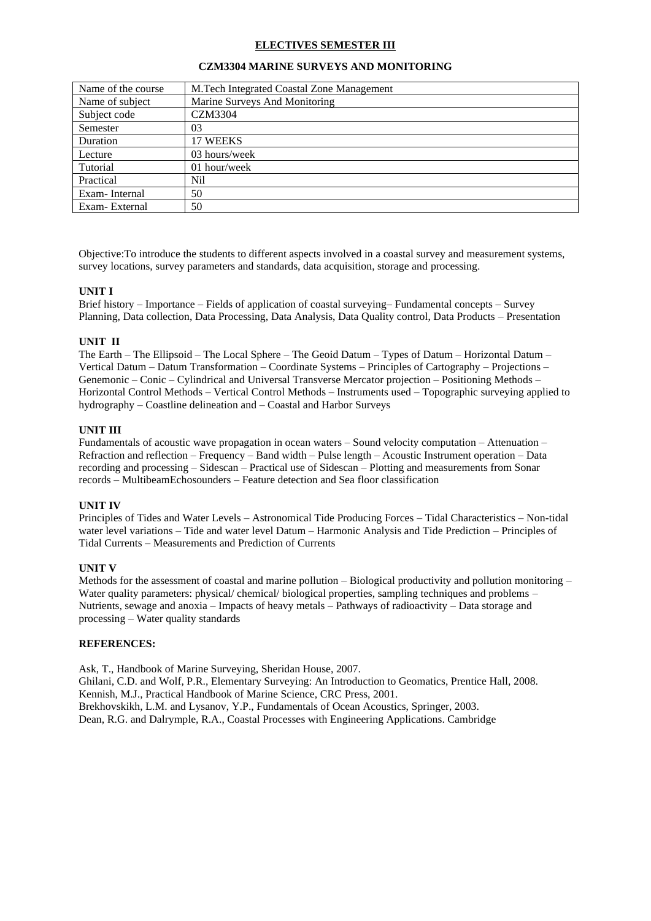## ELECTIVES SEMESTER III

### CZM3304 MARINE SURVEYS AND MONITORING

| Name of the course | M.Tech Integrated Coastal Zone Management |
|---|---|
| Name of subject | Marine Surveys And Monitoring |
| Subject code | CZM3304 |
| Semester | 03 |
| Duration | 17 WEEKS |
| Lecture | 03 hours/week |
| Tutorial | 01 hour/week |
| Practical | Nil |
| Exam- Internal | 50 |
| Exam- External | 50 |

Objective:To introduce the students to different aspects involved in a coastal survey and measurement systems, survey locations, survey parameters and standards, data acquisition, storage and processing.

**UNIT I**

Brief history – Importance – Fields of application of coastal surveying– Fundamental concepts – Survey Planning, Data collection, Data Processing, Data Analysis, Data Quality control, Data Products – Presentation

**UNIT II**

The Earth – The Ellipsoid – The Local Sphere – The Geoid Datum – Types of Datum – Horizontal Datum – Vertical Datum – Datum Transformation – Coordinate Systems – Principles of Cartography – Projections – Genemonic – Conic – Cylindrical and Universal Transverse Mercator projection – Positioning Methods – Horizontal Control Methods – Vertical Control Methods – Instruments used – Topographic surveying applied to hydrography – Coastline delineation and – Coastal and Harbor Surveys

**UNIT III**

Fundamentals of acoustic wave propagation in ocean waters – Sound velocity computation – Attenuation – Refraction and reflection – Frequency – Band width – Pulse length – Acoustic Instrument operation – Data recording and processing – Sidescan – Practical use of Sidescan – Plotting and measurements from Sonar records – MultibeamEchosounders – Feature detection and Sea floor classification

**UNIT IV**

Principles of Tides and Water Levels – Astronomical Tide Producing Forces – Tidal Characteristics – Non-tidal water level variations – Tide and water level Datum – Harmonic Analysis and Tide Prediction – Principles of Tidal Currents – Measurements and Prediction of Currents

**UNIT V**

Methods for the assessment of coastal and marine pollution – Biological productivity and pollution monitoring – Water quality parameters: physical/ chemical/ biological properties, sampling techniques and problems – Nutrients, sewage and anoxia – Impacts of heavy metals – Pathways of radioactivity – Data storage and processing – Water quality standards

**REFERENCES:**

Ask, T., Handbook of Marine Surveying, Sheridan House, 2007.
Ghilani, C.D. and Wolf, P.R., Elementary Surveying: An Introduction to Geomatics, Prentice Hall, 2008.
Kennish, M.J., Practical Handbook of Marine Science, CRC Press, 2001.
Brekhovskikh, L.M. and Lysanov, Y.P., Fundamentals of Ocean Acoustics, Springer, 2003.
Dean, R.G. and Dalrymple, R.A., Coastal Processes with Engineering Applications. Cambridge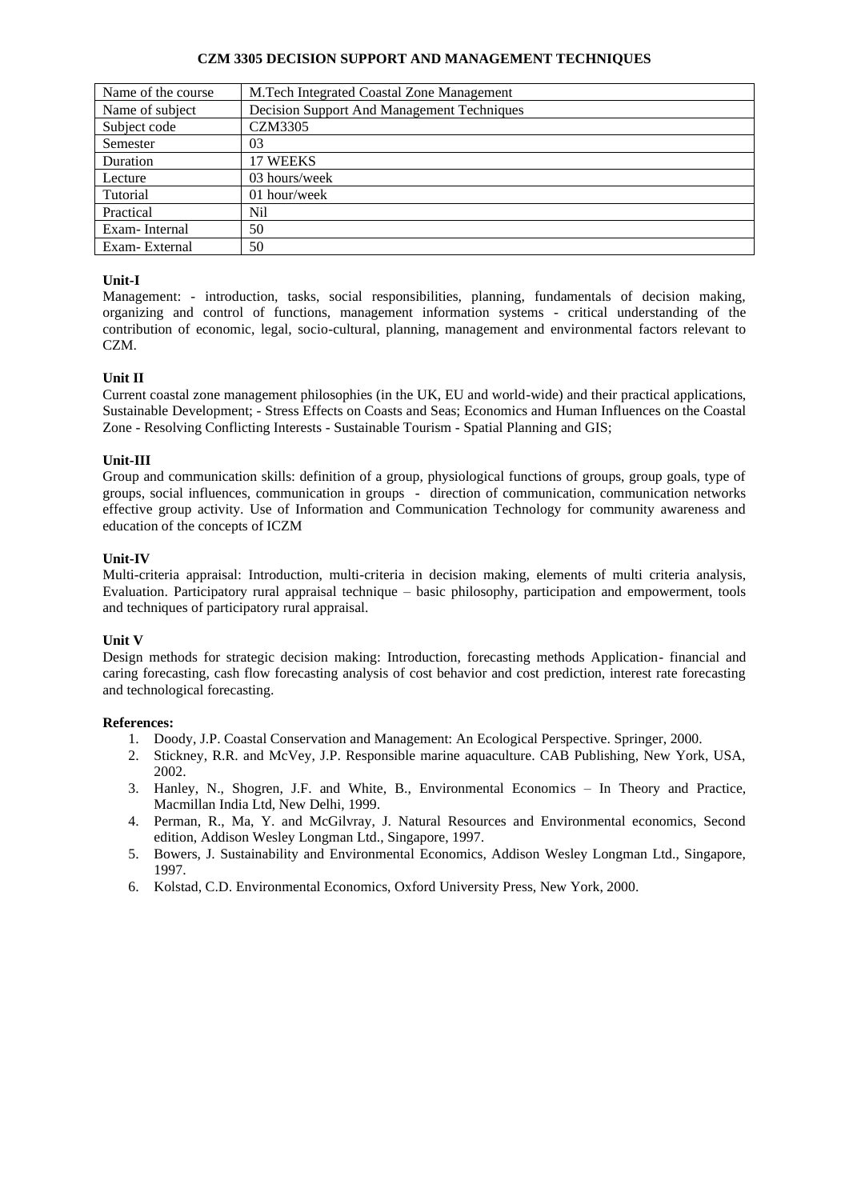# CZM 3305 DECISION SUPPORT AND MANAGEMENT TECHNIQUES

| Name of the course | M.Tech Integrated Coastal Zone Management |
|---|---|
| Name of subject | Decision Support And Management Techniques |
| Subject code | CZM3305 |
| Semester | 03 |
| Duration | 17 WEEKS |
| Lecture | 03 hours/week |
| Tutorial | 01 hour/week |
| Practical | Nil |
| Exam- Internal | 50 |
| Exam- External | 50 |

**Unit-I**

Management: - introduction, tasks, social responsibilities, planning, fundamentals of decision making, organizing and control of functions, management information systems - critical understanding of the contribution of economic, legal, socio-cultural, planning, management and environmental factors relevant to CZM.

**Unit II**

Current coastal zone management philosophies (in the UK, EU and world-wide) and their practical applications, Sustainable Development; - Stress Effects on Coasts and Seas; Economics and Human Influences on the Coastal Zone - Resolving Conflicting Interests - Sustainable Tourism - Spatial Planning and GIS;

**Unit-III**

Group and communication skills: definition of a group, physiological functions of groups, group goals, type of groups, social influences, communication in groups - direction of communication, communication networks effective group activity. Use of Information and Communication Technology for community awareness and education of the concepts of ICZM

**Unit-IV**

Multi-criteria appraisal: Introduction, multi-criteria in decision making, elements of multi criteria analysis, Evaluation. Participatory rural appraisal technique – basic philosophy, participation and empowerment, tools and techniques of participatory rural appraisal.

**Unit V**

Design methods for strategic decision making: Introduction, forecasting methods Application- financial and caring forecasting, cash flow forecasting analysis of cost behavior and cost prediction, interest rate forecasting and technological forecasting.

**References:**

1. Doody, J.P. Coastal Conservation and Management: An Ecological Perspective. Springer, 2000.
2. Stickney, R.R. and McVey, J.P. Responsible marine aquaculture. CAB Publishing, New York, USA, 2002.
3. Hanley, N., Shogren, J.F. and White, B., Environmental Economics – In Theory and Practice, Macmillan India Ltd, New Delhi, 1999.
4. Perman, R., Ma, Y. and McGilvray, J. Natural Resources and Environmental economics, Second edition, Addison Wesley Longman Ltd., Singapore, 1997.
5. Bowers, J. Sustainability and Environmental Economics, Addison Wesley Longman Ltd., Singapore, 1997.
6. Kolstad, C.D. Environmental Economics, Oxford University Press, New York, 2000.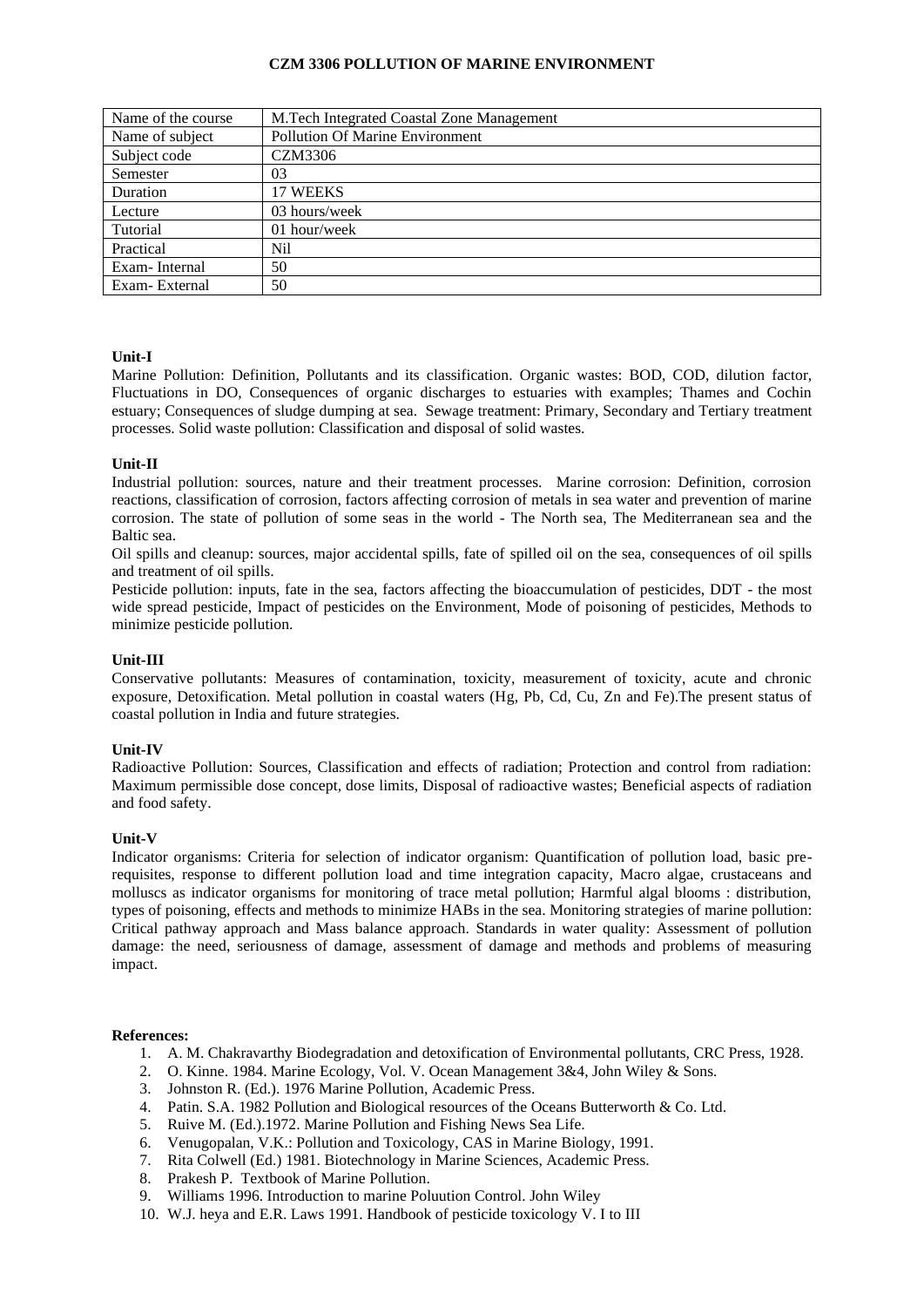# CZM 3306 POLLUTION OF MARINE ENVIRONMENT

| Name of the course | M.Tech Integrated Coastal Zone Management |
|---|---|
| Name of subject | Pollution Of Marine Environment |
| Subject code | CZM3306 |
| Semester | 03 |
| Duration | 17 WEEKS |
| Lecture | 03 hours/week |
| Tutorial | 01 hour/week |
| Practical | Nil |
| Exam- Internal | 50 |
| Exam- External | 50 |

**Unit-I**

Marine Pollution: Definition, Pollutants and its classification. Organic wastes: BOD, COD, dilution factor, Fluctuations in DO, Consequences of organic discharges to estuaries with examples; Thames and Cochin estuary; Consequences of sludge dumping at sea. Sewage treatment: Primary, Secondary and Tertiary treatment processes. Solid waste pollution: Classification and disposal of solid wastes.

**Unit-II**

Industrial pollution: sources, nature and their treatment processes. Marine corrosion: Definition, corrosion reactions, classification of corrosion, factors affecting corrosion of metals in sea water and prevention of marine corrosion. The state of pollution of some seas in the world - The North sea, The Mediterranean sea and the Baltic sea.

Oil spills and cleanup: sources, major accidental spills, fate of spilled oil on the sea, consequences of oil spills and treatment of oil spills.

Pesticide pollution: inputs, fate in the sea, factors affecting the bioaccumulation of pesticides, DDT - the most wide spread pesticide, Impact of pesticides on the Environment, Mode of poisoning of pesticides, Methods to minimize pesticide pollution.

**Unit-III**

Conservative pollutants: Measures of contamination, toxicity, measurement of toxicity, acute and chronic exposure, Detoxification. Metal pollution in coastal waters (Hg, Pb, Cd, Cu, Zn and Fe).The present status of coastal pollution in India and future strategies.

**Unit-IV**

Radioactive Pollution: Sources, Classification and effects of radiation; Protection and control from radiation: Maximum permissible dose concept, dose limits, Disposal of radioactive wastes; Beneficial aspects of radiation and food safety.

**Unit-V**

Indicator organisms: Criteria for selection of indicator organism: Quantification of pollution load, basic pre-requisites, response to different pollution load and time integration capacity, Macro algae, crustaceans and molluscs as indicator organisms for monitoring of trace metal pollution; Harmful algal blooms : distribution, types of poisoning, effects and methods to minimize HABs in the sea. Monitoring strategies of marine pollution: Critical pathway approach and Mass balance approach. Standards in water quality: Assessment of pollution damage: the need, seriousness of damage, assessment of damage and methods and problems of measuring impact.

**References:**

1. A. M. Chakravarthy Biodegradation and detoxification of Environmental pollutants, CRC Press, 1928.
2. O. Kinne. 1984. Marine Ecology, Vol. V. Ocean Management 3&4, John Wiley & Sons.
3. Johnston R. (Ed.). 1976 Marine Pollution, Academic Press.
4. Patin. S.A. 1982 Pollution and Biological resources of the Oceans Butterworth & Co. Ltd.
5. Ruive M. (Ed.).1972. Marine Pollution and Fishing News Sea Life.
6. Venugopalan, V.K.: Pollution and Toxicology, CAS in Marine Biology, 1991.
7. Rita Colwell (Ed.) 1981. Biotechnology in Marine Sciences, Academic Press.
8. Prakesh P. Textbook of Marine Pollution.
9. Williams 1996. Introduction to marine Poluution Control. John Wiley
10. W.J. heya and E.R. Laws 1991. Handbook of pesticide toxicology V. I to III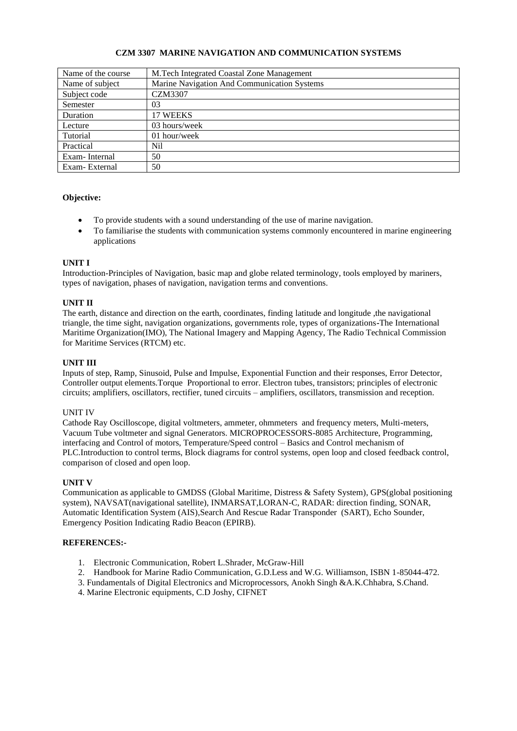## CZM 3307 MARINE NAVIGATION AND COMMUNICATION SYSTEMS

| Name of the course | M.Tech Integrated Coastal Zone Management |
|---|---|
| Name of subject | Marine Navigation And Communication Systems |
| Subject code | CZM3307 |
| Semester | 03 |
| Duration | 17 WEEKS |
| Lecture | 03 hours/week |
| Tutorial | 01 hour/week |
| Practical | Nil |
| Exam- Internal | 50 |
| Exam- External | 50 |

**Objective:**

- To provide students with a sound understanding of the use of marine navigation.
- To familiarise the students with communication systems commonly encountered in marine engineering applications

**UNIT I**

Introduction-Principles of Navigation, basic map and globe related terminology, tools employed by mariners, types of navigation, phases of navigation, navigation terms and conventions.

**UNIT II**

The earth, distance and direction on the earth, coordinates, finding latitude and longitude ,the navigational triangle, the time sight, navigation organizations, governments role, types of organizations-The International Maritime Organization(IMO), The National Imagery and Mapping Agency, The Radio Technical Commission for Maritime Services (RTCM) etc.

**UNIT III**

Inputs of step, Ramp, Sinusoid, Pulse and Impulse, Exponential Function and their responses, Error Detector, Controller output elements.Torque Proportional to error. Electron tubes, transistors; principles of electronic circuits; amplifiers, oscillators, rectifier, tuned circuits – amplifiers, oscillators, transmission and reception.

UNIT IV

Cathode Ray Oscilloscope, digital voltmeters, ammeter, ohmmeters and frequency meters, Multi-meters, Vacuum Tube voltmeter and signal Generators. MICROPROCESSORS-8085 Architecture, Programming, interfacing and Control of motors, Temperature/Speed control – Basics and Control mechanism of PLC.Introduction to control terms, Block diagrams for control systems, open loop and closed feedback control, comparison of closed and open loop.

**UNIT V**

Communication as applicable to GMDSS (Global Maritime, Distress & Safety System), GPS(global positioning system), NAVSAT(navigational satellite), INMARSAT,LORAN-C, RADAR: direction finding, SONAR, Automatic Identification System (AIS),Search And Rescue Radar Transponder (SART), Echo Sounder, Emergency Position Indicating Radio Beacon (EPIRB).

**REFERENCES:-**

1. Electronic Communication, Robert L.Shrader, McGraw-Hill
2. Handbook for Marine Radio Communication, G.D.Less and W.G. Williamson, ISBN 1-85044-472.
3. Fundamentals of Digital Electronics and Microprocessors, Anokh Singh &A.K.Chhabra, S.Chand.
4. Marine Electronic equipments, C.D Joshy, CIFNET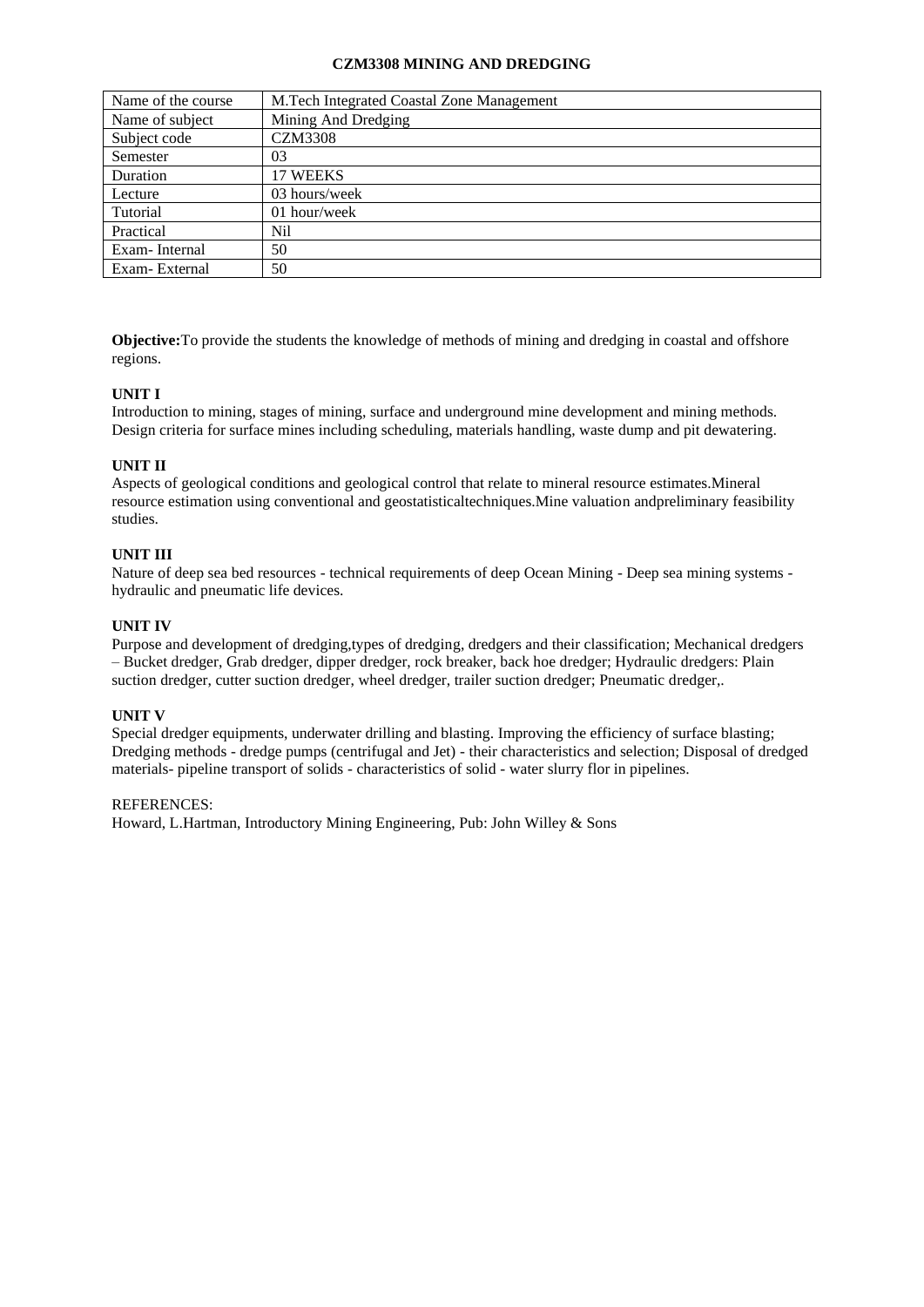# CZM3308 MINING AND DREDGING

| Name of the course | M.Tech Integrated Coastal Zone Management |
|---|---|
| Name of subject | Mining And Dredging |
| Subject code | CZM3308 |
| Semester | 03 |
| Duration | 17 WEEKS |
| Lecture | 03 hours/week |
| Tutorial | 01 hour/week |
| Practical | Nil |
| Exam- Internal | 50 |
| Exam- External | 50 |

**Objective:**To provide the students the knowledge of methods of mining and dredging in coastal and offshore regions.

**UNIT I**

Introduction to mining, stages of mining, surface and underground mine development and mining methods. Design criteria for surface mines including scheduling, materials handling, waste dump and pit dewatering.

**UNIT II**

Aspects of geological conditions and geological control that relate to mineral resource estimates.Mineral resource estimation using conventional and geostatisticaltechniques.Mine valuation andpreliminary feasibility studies.

**UNIT III**

Nature of deep sea bed resources - technical requirements of deep Ocean Mining - Deep sea mining systems - hydraulic and pneumatic life devices.

**UNIT IV**

Purpose and development of dredging,types of dredging, dredgers and their classification; Mechanical dredgers – Bucket dredger, Grab dredger, dipper dredger, rock breaker, back hoe dredger; Hydraulic dredgers: Plain suction dredger, cutter suction dredger, wheel dredger, trailer suction dredger; Pneumatic dredger,.

**UNIT V**

Special dredger equipments, underwater drilling and blasting. Improving the efficiency of surface blasting; Dredging methods - dredge pumps (centrifugal and Jet) - their characteristics and selection; Disposal of dredged materials- pipeline transport of solids - characteristics of solid - water slurry flor in pipelines.

REFERENCES:

Howard, L.Hartman, Introductory Mining Engineering, Pub: John Willey & Sons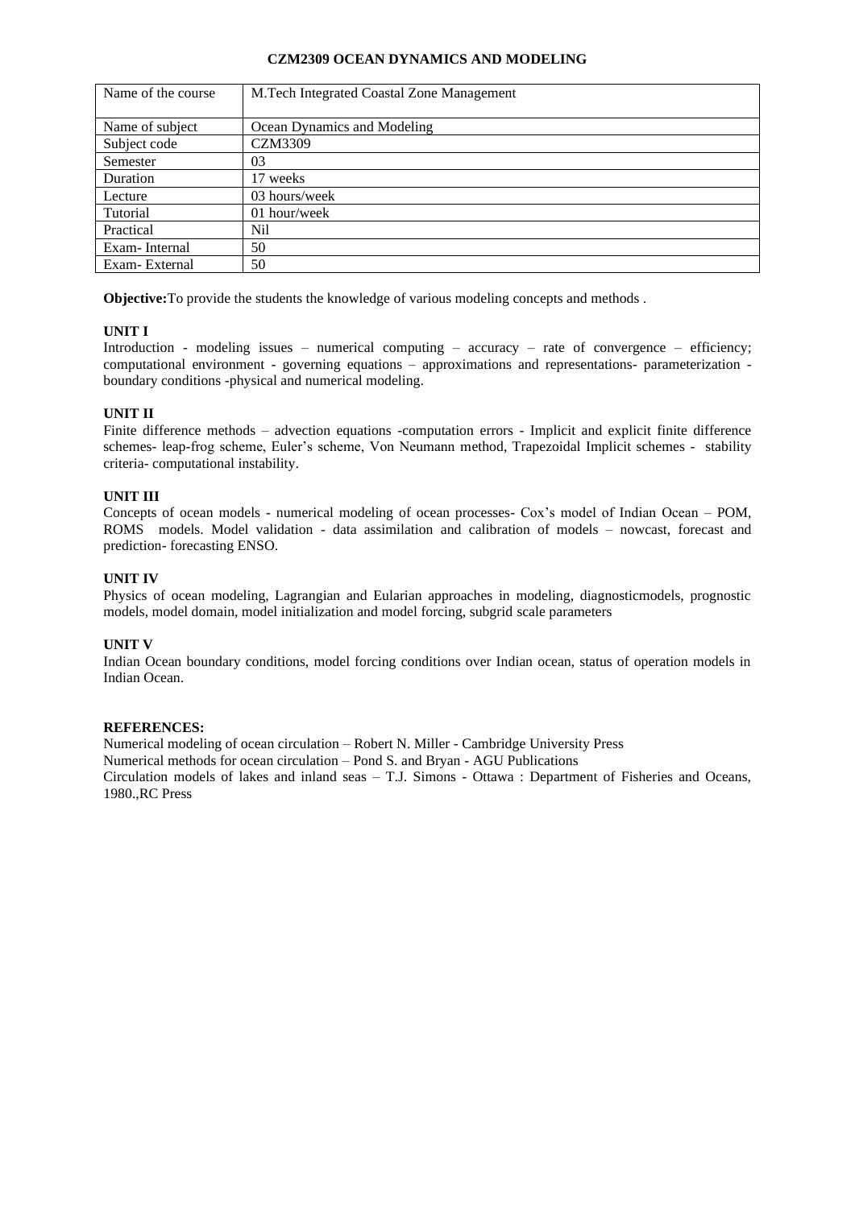# CZM2309 OCEAN DYNAMICS AND MODELING

| Name of the course | M.Tech Integrated Coastal Zone Management |
|---|---|
| Name of subject | Ocean Dynamics and Modeling |
| Subject code | CZM3309 |
| Semester | 03 |
| Duration | 17 weeks |
| Lecture | 03 hours/week |
| Tutorial | 01 hour/week |
| Practical | Nil |
| Exam- Internal | 50 |
| Exam- External | 50 |

**Objective:**To provide the students the knowledge of various modeling concepts and methods .

**UNIT I**

Introduction - modeling issues – numerical computing – accuracy – rate of convergence – efficiency; computational environment - governing equations – approximations and representations- parameterization - boundary conditions -physical and numerical modeling.

**UNIT II**

Finite difference methods – advection equations -computation errors - Implicit and explicit finite difference schemes- leap-frog scheme, Euler's scheme, Von Neumann method, Trapezoidal Implicit schemes - stability criteria- computational instability.

**UNIT III**

Concepts of ocean models - numerical modeling of ocean processes- Cox's model of Indian Ocean – POM, ROMS models. Model validation - data assimilation and calibration of models – nowcast, forecast and prediction- forecasting ENSO.

**UNIT IV**

Physics of ocean modeling, Lagrangian and Eularian approaches in modeling, diagnosticmodels, prognostic models, model domain, model initialization and model forcing, subgrid scale parameters

**UNIT V**

Indian Ocean boundary conditions, model forcing conditions over Indian ocean, status of operation models in Indian Ocean.

**REFERENCES:**

Numerical modeling of ocean circulation – Robert N. Miller - Cambridge University Press

Numerical methods for ocean circulation – Pond S. and Bryan - AGU Publications

Circulation models of lakes and inland seas – T.J. Simons - Ottawa : Department of Fisheries and Oceans, 1980.,RC Press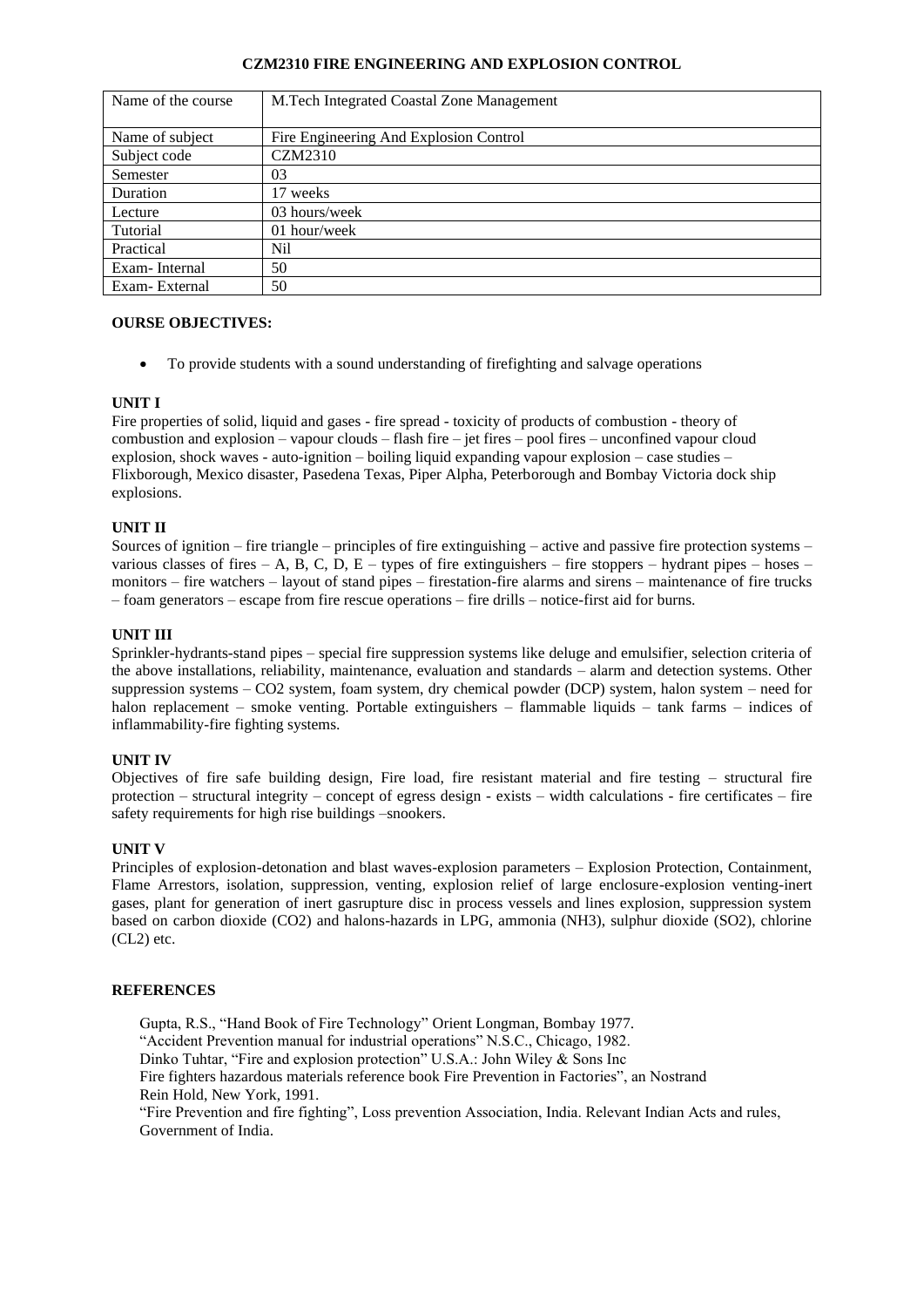# CZM2310 FIRE ENGINEERING AND EXPLOSION CONTROL

| Name of the course | M.Tech Integrated Coastal Zone Management |
|---|---|
| Name of subject | Fire Engineering And Explosion Control |
| Subject code | CZM2310 |
| Semester | 03 |
| Duration | 17 weeks |
| Lecture | 03 hours/week |
| Tutorial | 01 hour/week |
| Practical | Nil |
| Exam- Internal | 50 |
| Exam- External | 50 |

**OURSE OBJECTIVES:**

- To provide students with a sound understanding of firefighting and salvage operations

**UNIT I**

Fire properties of solid, liquid and gases - fire spread - toxicity of products of combustion - theory of combustion and explosion – vapour clouds – flash fire – jet fires – pool fires – unconfined vapour cloud explosion, shock waves - auto-ignition – boiling liquid expanding vapour explosion – case studies – Flixborough, Mexico disaster, Pasedena Texas, Piper Alpha, Peterborough and Bombay Victoria dock ship explosions.

**UNIT II**

Sources of ignition – fire triangle – principles of fire extinguishing – active and passive fire protection systems – various classes of fires – A, B, C, D, E – types of fire extinguishers – fire stoppers – hydrant pipes – hoses – monitors – fire watchers – layout of stand pipes – firestation-fire alarms and sirens – maintenance of fire trucks – foam generators – escape from fire rescue operations – fire drills – notice-first aid for burns.

**UNIT III**

Sprinkler-hydrants-stand pipes – special fire suppression systems like deluge and emulsifier, selection criteria of the above installations, reliability, maintenance, evaluation and standards – alarm and detection systems. Other suppression systems – CO2 system, foam system, dry chemical powder (DCP) system, halon system – need for halon replacement – smoke venting. Portable extinguishers – flammable liquids – tank farms – indices of inflammability-fire fighting systems.

**UNIT IV**

Objectives of fire safe building design, Fire load, fire resistant material and fire testing – structural fire protection – structural integrity – concept of egress design - exists – width calculations - fire certificates – fire safety requirements for high rise buildings –snookers.

**UNIT V**

Principles of explosion-detonation and blast waves-explosion parameters – Explosion Protection, Containment, Flame Arrestors, isolation, suppression, venting, explosion relief of large enclosure-explosion venting-inert gases, plant for generation of inert gasrupture disc in process vessels and lines explosion, suppression system based on carbon dioxide (CO2) and halons-hazards in LPG, ammonia (NH3), sulphur dioxide (SO2), chlorine (CL2) etc.

**REFERENCES**

Gupta, R.S., "Hand Book of Fire Technology" Orient Longman, Bombay 1977.
"Accident Prevention manual for industrial operations" N.S.C., Chicago, 1982.
Dinko Tuhtar, "Fire and explosion protection" U.S.A.: John Wiley & Sons Inc
Fire fighters hazardous materials reference book Fire Prevention in Factories", an Nostrand Rein Hold, New York, 1991.
"Fire Prevention and fire fighting", Loss prevention Association, India. Relevant Indian Acts and rules, Government of India.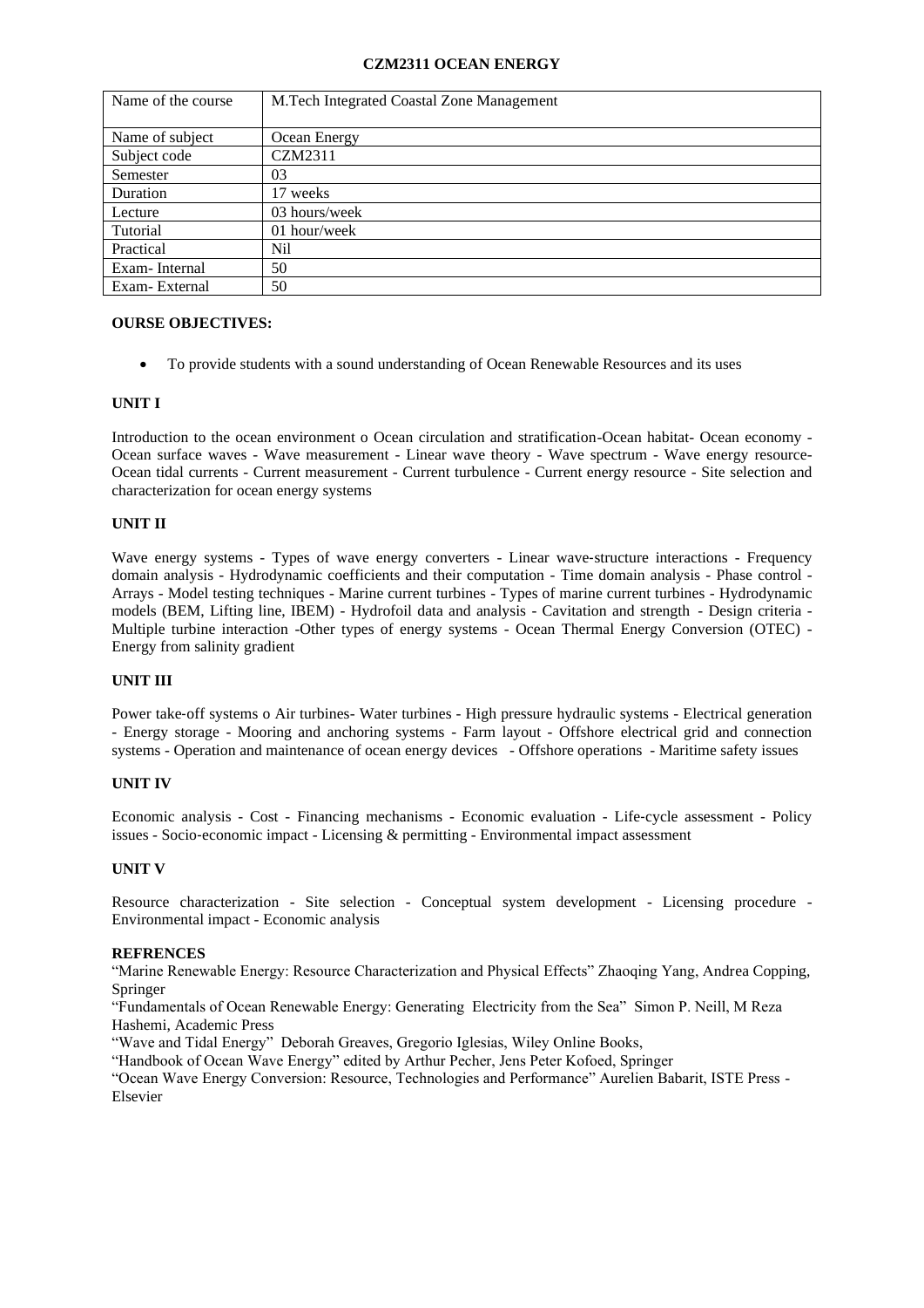# CZM2311 OCEAN ENERGY

| Name of the course | M.Tech Integrated Coastal Zone Management |
|---|---|
| Name of subject | Ocean Energy |
| Subject code | CZM2311 |
| Semester | 03 |
| Duration | 17 weeks |
| Lecture | 03 hours/week |
| Tutorial | 01 hour/week |
| Practical | Nil |
| Exam- Internal | 50 |
| Exam- External | 50 |

**OURSE OBJECTIVES:**

- To provide students with a sound understanding of Ocean Renewable Resources and its uses

**UNIT I**

Introduction to the ocean environment o Ocean circulation and stratification-Ocean habitat- Ocean economy - Ocean surface waves - Wave measurement - Linear wave theory - Wave spectrum - Wave energy resource- Ocean tidal currents - Current measurement - Current turbulence - Current energy resource - Site selection and characterization for ocean energy systems

**UNIT II**

Wave energy systems - Types of wave energy converters - Linear wave-structure interactions - Frequency domain analysis - Hydrodynamic coefficients and their computation - Time domain analysis - Phase control - Arrays - Model testing techniques - Marine current turbines - Types of marine current turbines - Hydrodynamic models (BEM, Lifting line, IBEM) - Hydrofoil data and analysis - Cavitation and strength - Design criteria - Multiple turbine interaction -Other types of energy systems - Ocean Thermal Energy Conversion (OTEC) - Energy from salinity gradient

**UNIT III**

Power take-off systems o Air turbines- Water turbines - High pressure hydraulic systems - Electrical generation - Energy storage - Mooring and anchoring systems - Farm layout - Offshore electrical grid and connection systems - Operation and maintenance of ocean energy devices - Offshore operations - Maritime safety issues

**UNIT IV**

Economic analysis - Cost - Financing mechanisms - Economic evaluation - Life-cycle assessment - Policy issues - Socio-economic impact - Licensing & permitting - Environmental impact assessment

**UNIT V**

Resource characterization - Site selection - Conceptual system development - Licensing procedure - Environmental impact - Economic analysis

**REFRENCES**

"Marine Renewable Energy: Resource Characterization and Physical Effects" Zhaoqing Yang, Andrea Copping, Springer

"Fundamentals of Ocean Renewable Energy: Generating Electricity from the Sea" Simon P. Neill, M Reza Hashemi, Academic Press

"Wave and Tidal Energy" Deborah Greaves, Gregorio Iglesias, Wiley Online Books,

"Handbook of Ocean Wave Energy" edited by Arthur Pecher, Jens Peter Kofoed, Springer

"Ocean Wave Energy Conversion: Resource, Technologies and Performance" Aurelien Babarit, ISTE Press - Elsevier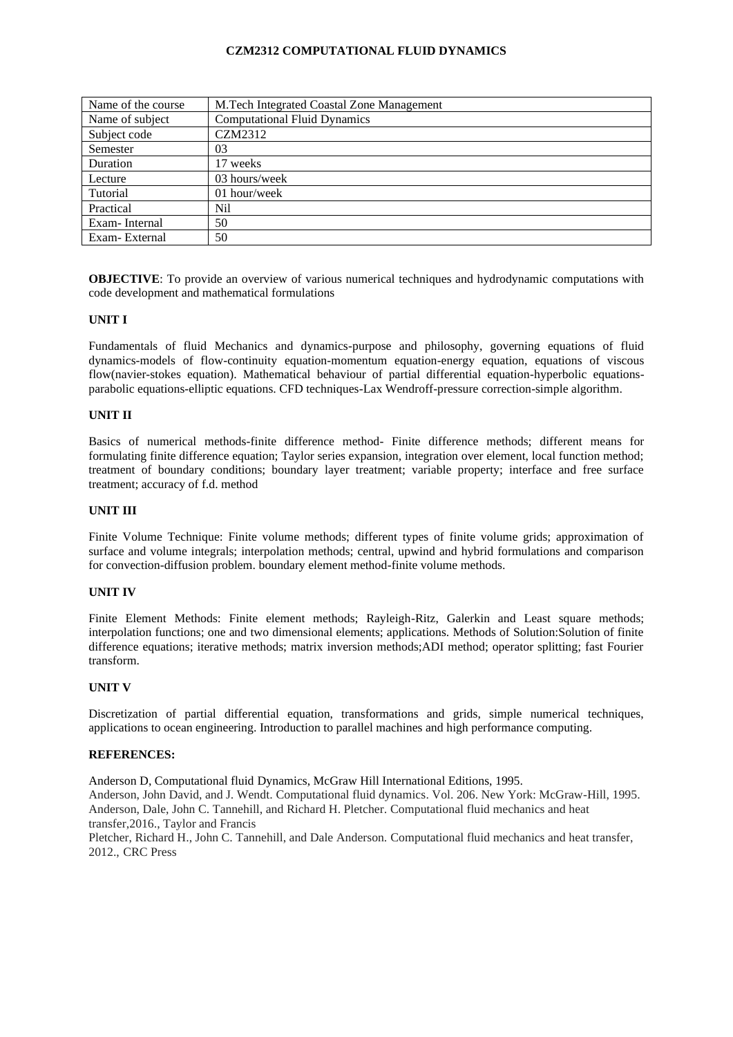# CZM2312 COMPUTATIONAL FLUID DYNAMICS

| | |
|---|---|
| Name of the course | M.Tech Integrated Coastal Zone Management |
| Name of subject | Computational Fluid Dynamics |
| Subject code | CZM2312 |
| Semester | 03 |
| Duration | 17 weeks |
| Lecture | 03 hours/week |
| Tutorial | 01 hour/week |
| Practical | Nil |
| Exam- Internal | 50 |
| Exam- External | 50 |

**OBJECTIVE**: To provide an overview of various numerical techniques and hydrodynamic computations with code development and mathematical formulations

**UNIT I**

Fundamentals of fluid Mechanics and dynamics-purpose and philosophy, governing equations of fluid dynamics-models of flow-continuity equation-momentum equation-energy equation, equations of viscous flow(navier-stokes equation). Mathematical behaviour of partial differential equation-hyperbolic equations-parabolic equations-elliptic equations. CFD techniques-Lax Wendroff-pressure correction-simple algorithm.

**UNIT II**

Basics of numerical methods-finite difference method- Finite difference methods; different means for formulating finite difference equation; Taylor series expansion, integration over element, local function method; treatment of boundary conditions; boundary layer treatment; variable property; interface and free surface treatment; accuracy of f.d. method

**UNIT III**

Finite Volume Technique: Finite volume methods; different types of finite volume grids; approximation of surface and volume integrals; interpolation methods; central, upwind and hybrid formulations and comparison for convection-diffusion problem. boundary element method-finite volume methods.

**UNIT IV**

Finite Element Methods: Finite element methods; Rayleigh-Ritz, Galerkin and Least square methods; interpolation functions; one and two dimensional elements; applications. Methods of Solution:Solution of finite difference equations; iterative methods; matrix inversion methods;ADI method; operator splitting; fast Fourier transform.

**UNIT V**

Discretization of partial differential equation, transformations and grids, simple numerical techniques, applications to ocean engineering. Introduction to parallel machines and high performance computing.

**REFERENCES:**

Anderson D, Computational fluid Dynamics, McGraw Hill International Editions, 1995.
Anderson, John David, and J. Wendt. Computational fluid dynamics. Vol. 206. New York: McGraw-Hill, 1995.
Anderson, Dale, John C. Tannehill, and Richard H. Pletcher. Computational fluid mechanics and heat transfer,2016., Taylor and Francis
Pletcher, Richard H., John C. Tannehill, and Dale Anderson. Computational fluid mechanics and heat transfer, 2012., CRC Press